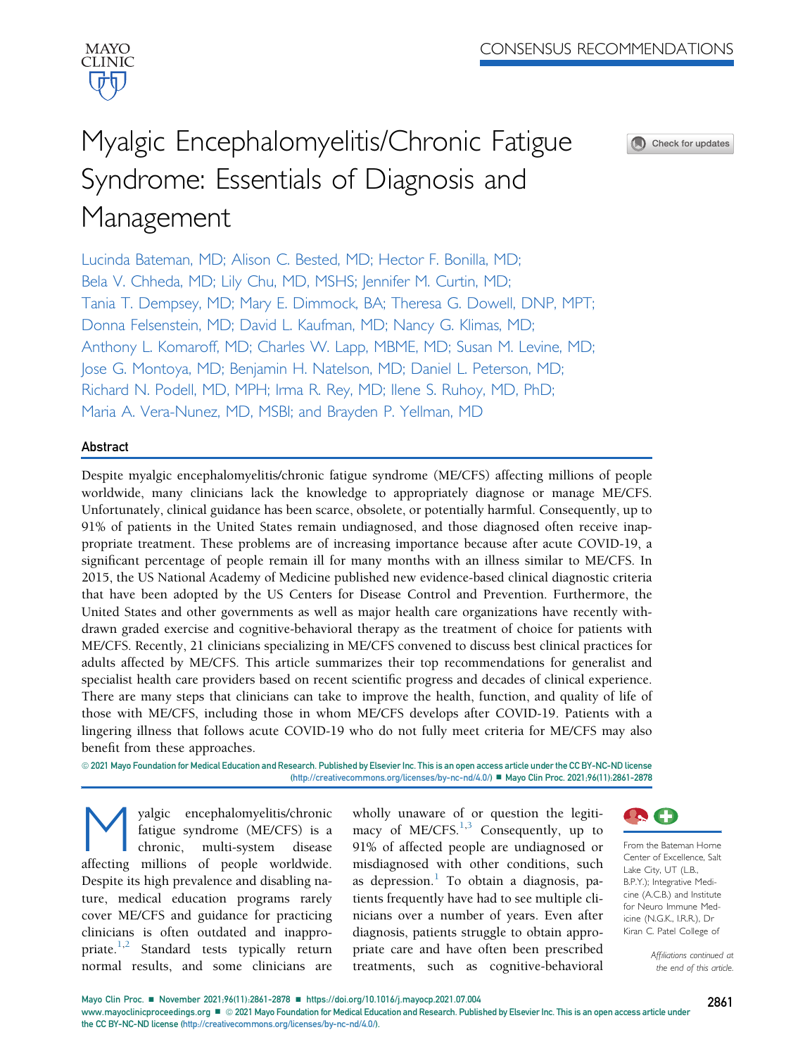CONSENSUS RECOMMENDATIONS

# Myalgic Encephalomyelitis/Chronic Fatigue Syndrome: Essentials of Diagnosis and Management

Lucinda Bateman, MD; Alison C. Bested, MD; Hector F. Bonilla, MD; Bela V. Chheda, MD; Lily Chu, MD, MSHS; Jennifer M. Curtin, MD; Tania T. Dempsey, MD; Mary E. Dimmock, BA; Theresa G. Dowell, DNP, MPT; Donna Felsenstein, MD; David L. Kaufman, MD; Nancy G. Klimas, MD; Anthony L. Komaroff, MD; Charles W. Lapp, MBME, MD; Susan M. Levine, MD; Jose G. Montoya, MD; Benjamin H. Natelson, MD; Daniel L. Peterson, MD; Richard N. Podell, MD, MPH; Irma R. Rey, MD; Ilene S. Ruhoy, MD, PhD; Maria A. Vera-Nunez, MD, MSBI; and Brayden P. Yellman, MD

## Abstract

Despite myalgic encephalomyelitis/chronic fatigue syndrome (ME/CFS) affecting millions of people worldwide, many clinicians lack the knowledge to appropriately diagnose or manage ME/CFS. Unfortunately, clinical guidance has been scarce, obsolete, or potentially harmful. Consequently, up to 91% of patients in the United States remain undiagnosed, and those diagnosed often receive inappropriate treatment. These problems are of increasing importance because after acute COVID-19, a significant percentage of people remain ill for many months with an illness similar to ME/CFS. In 2015, the US National Academy of Medicine published new evidence-based clinical diagnostic criteria that have been adopted by the US Centers for Disease Control and Prevention. Furthermore, the United States and other governments as well as major health care organizations have recently withdrawn graded exercise and cognitive-behavioral therapy as the treatment of choice for patients with ME/CFS. Recently, 21 clinicians specializing in ME/CFS convened to discuss best clinical practices for adults affected by ME/CFS. This article summarizes their top recommendations for generalist and specialist health care providers based on recent scientific progress and decades of clinical experience. There are many steps that clinicians can take to improve the health, function, and quality of life of those with ME/CFS, including those in whom ME/CFS develops after COVID-19. Patients with a lingering illness that follows acute COVID-19 who do not fully meet criteria for ME/CFS may also benefit from these approaches.

© 2021 Mayo Foundation for Medical Education and Research. Published by Elsevier Inc. This is an open access article under the CC BY-NC-ND license (http://creativecommons.org/licenses/by-nc-nd/4.0/) ■ Mayo Clin Proc. 2021;96(11):2861-2878

Myalgic encephalomyelitis/chronic fatigue syndrome (ME/CFS) is a chronic, multi-system disease affecting millions of people worldwide. Despite its high prevalence and disabling nature, medical education programs rarely cover ME/CFS and guidance for practicing clinicians is often outdated and inappropriate.[1,2] Standard tests typically return normal results, and some clinicians are wholly unaware of or question the legitimacy of ME/CFS.[1,3] Consequently, up to 91% of affected people are undiagnosed or misdiagnosed with other conditions, such as depression.[1] To obtain a diagnosis, patients frequently have had to see multiple clinicians over a number of years. Even after diagnosis, patients struggle to obtain appropriate care and have often been prescribed treatments, such as cognitive-behavioral

From the Bateman Horne Center of Excellence, Salt Lake City, UT (L.B., B.P.Y.); Integrative Medicine (A.C.B.) and Institute for Neuro Immune Medicine (N.G.K., I.R.R.), Dr Kiran C. Patel College of

*Affiliations continued at the end of this article.*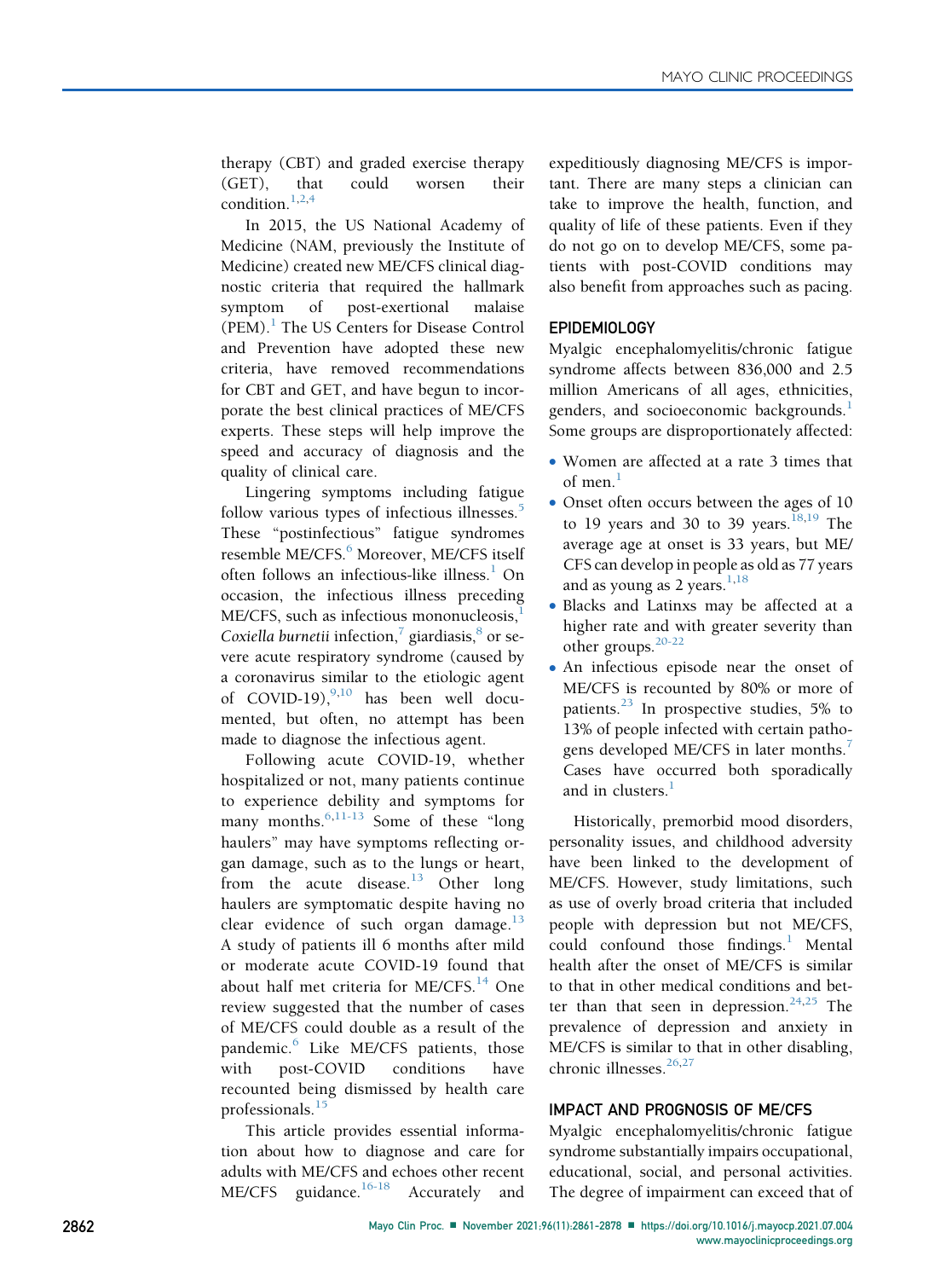therapy (CBT) and graded exercise therapy (GET), that could worsen their condition.[1,2,4]

In 2015, the US National Academy of Medicine (NAM, previously the Institute of Medicine) created new ME/CFS clinical diagnostic criteria that required the hallmark symptom of post-exertional malaise (PEM).[1] The US Centers for Disease Control and Prevention have adopted these new criteria, have removed recommendations for CBT and GET, and have begun to incorporate the best clinical practices of ME/CFS experts. These steps will help improve the speed and accuracy of diagnosis and the quality of clinical care.

Lingering symptoms including fatigue follow various types of infectious illnesses.[5] These "postinfectious" fatigue syndromes resemble ME/CFS.[6] Moreover, ME/CFS itself often follows an infectious-like illness.[1] On occasion, the infectious illness preceding ME/CFS, such as infectious mononucleosis,[1] *Coxiella burnetii* infection,[7] giardiasis,[8] or severe acute respiratory syndrome (caused by a coronavirus similar to the etiologic agent of COVID-19),[9,10] has been well documented, but often, no attempt has been made to diagnose the infectious agent.

Following acute COVID-19, whether hospitalized or not, many patients continue to experience debility and symptoms for many months.[6,11-13] Some of these "long haulers" may have symptoms reflecting organ damage, such as to the lungs or heart, from the acute disease.[13] Other long haulers are symptomatic despite having no clear evidence of such organ damage.[13] A study of patients ill 6 months after mild or moderate acute COVID-19 found that about half met criteria for ME/CFS.[14] One review suggested that the number of cases of ME/CFS could double as a result of the pandemic.[6] Like ME/CFS patients, those with post-COVID conditions have recounted being dismissed by health care professionals.[15]

This article provides essential information about how to diagnose and care for adults with ME/CFS and echoes other recent ME/CFS guidance.[16-18] Accurately and expeditiously diagnosing ME/CFS is important. There are many steps a clinician can take to improve the health, function, and quality of life of these patients. Even if they do not go on to develop ME/CFS, some patients with post-COVID conditions may also benefit from approaches such as pacing.

## EPIDEMIOLOGY

Myalgic encephalomyelitis/chronic fatigue syndrome affects between 836,000 and 2.5 million Americans of all ages, ethnicities, genders, and socioeconomic backgrounds.[1] Some groups are disproportionately affected:

- Women are affected at a rate 3 times that of men.[1]
- Onset often occurs between the ages of 10 to 19 years and 30 to 39 years.[18,19] The average age at onset is 33 years, but ME/CFS can develop in people as old as 77 years and as young as 2 years.[1,18]
- Blacks and Latinxs may be affected at a higher rate and with greater severity than other groups.[20-22]
- An infectious episode near the onset of ME/CFS is recounted by 80% or more of patients.[23] In prospective studies, 5% to 13% of people infected with certain pathogens developed ME/CFS in later months.[7] Cases have occurred both sporadically and in clusters.[1]

Historically, premorbid mood disorders, personality issues, and childhood adversity have been linked to the development of ME/CFS. However, study limitations, such as use of overly broad criteria that included people with depression but not ME/CFS, could confound those findings.[1] Mental health after the onset of ME/CFS is similar to that in other medical conditions and better than that seen in depression.[24,25] The prevalence of depression and anxiety in ME/CFS is similar to that in other disabling, chronic illnesses.[26,27]

## IMPACT AND PROGNOSIS OF ME/CFS

Myalgic encephalomyelitis/chronic fatigue syndrome substantially impairs occupational, educational, social, and personal activities. The degree of impairment can exceed that of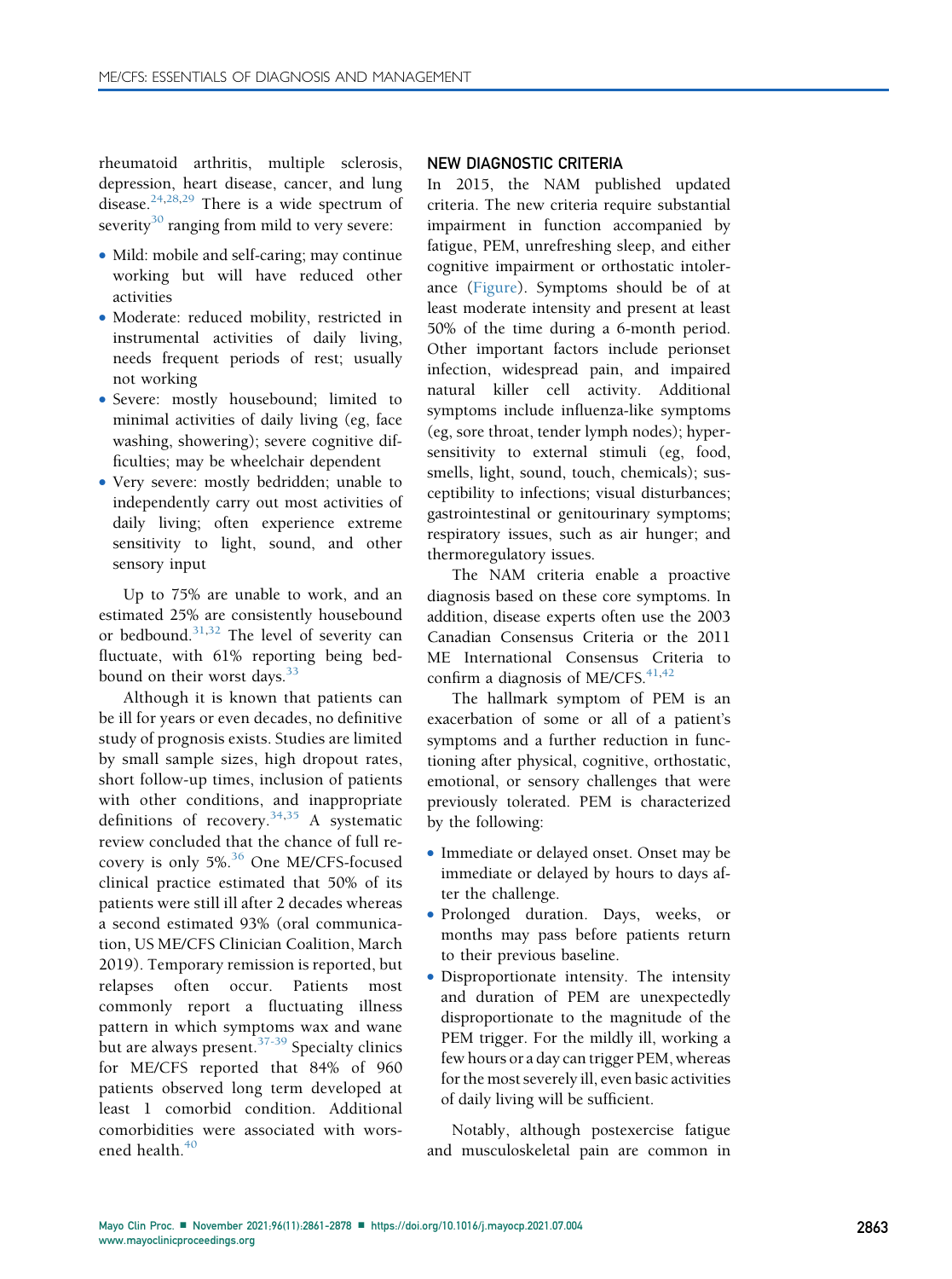rheumatoid arthritis, multiple sclerosis, depression, heart disease, cancer, and lung disease.[24,28,29] There is a wide spectrum of severity[30] ranging from mild to very severe:

- Mild: mobile and self-caring; may continue working but will have reduced other activities
- Moderate: reduced mobility, restricted in instrumental activities of daily living, needs frequent periods of rest; usually not working
- Severe: mostly housebound; limited to minimal activities of daily living (eg, face washing, showering); severe cognitive difficulties; may be wheelchair dependent
- Very severe: mostly bedridden; unable to independently carry out most activities of daily living; often experience extreme sensitivity to light, sound, and other sensory input

Up to 75% are unable to work, and an estimated 25% are consistently housebound or bedbound.[31,32] The level of severity can fluctuate, with 61% reporting being bedbound on their worst days.[33]

Although it is known that patients can be ill for years or even decades, no definitive study of prognosis exists. Studies are limited by small sample sizes, high dropout rates, short follow-up times, inclusion of patients with other conditions, and inappropriate definitions of recovery.[34,35] A systematic review concluded that the chance of full recovery is only 5%.[36] One ME/CFS-focused clinical practice estimated that 50% of its patients were still ill after 2 decades whereas a second estimated 93% (oral communication, US ME/CFS Clinician Coalition, March 2019). Temporary remission is reported, but relapses often occur. Patients most commonly report a fluctuating illness pattern in which symptoms wax and wane but are always present.[37-39] Specialty clinics for ME/CFS reported that 84% of 960 patients observed long term developed at least 1 comorbid condition. Additional comorbidities were associated with worsened health.[40]

## NEW DIAGNOSTIC CRITERIA

In 2015, the NAM published updated criteria. The new criteria require substantial impairment in function accompanied by fatigue, PEM, unrefreshing sleep, and either cognitive impairment or orthostatic intolerance (Figure). Symptoms should be of at least moderate intensity and present at least 50% of the time during a 6-month period. Other important factors include perionset infection, widespread pain, and impaired natural killer cell activity. Additional symptoms include influenza-like symptoms (eg, sore throat, tender lymph nodes); hypersensitivity to external stimuli (eg, food, smells, light, sound, touch, chemicals); susceptibility to infections; visual disturbances; gastrointestinal or genitourinary symptoms; respiratory issues, such as air hunger; and thermoregulatory issues.

The NAM criteria enable a proactive diagnosis based on these core symptoms. In addition, disease experts often use the 2003 Canadian Consensus Criteria or the 2011 ME International Consensus Criteria to confirm a diagnosis of ME/CFS.[41,42]

The hallmark symptom of PEM is an exacerbation of some or all of a patient's symptoms and a further reduction in functioning after physical, cognitive, orthostatic, emotional, or sensory challenges that were previously tolerated. PEM is characterized by the following:

- Immediate or delayed onset. Onset may be immediate or delayed by hours to days after the challenge.
- Prolonged duration. Days, weeks, or months may pass before patients return to their previous baseline.
- Disproportionate intensity. The intensity and duration of PEM are unexpectedly disproportionate to the magnitude of the PEM trigger. For the mildly ill, working a few hours or a day can trigger PEM, whereas for the most severely ill, even basic activities of daily living will be sufficient.

Notably, although postexercise fatigue and musculoskeletal pain are common in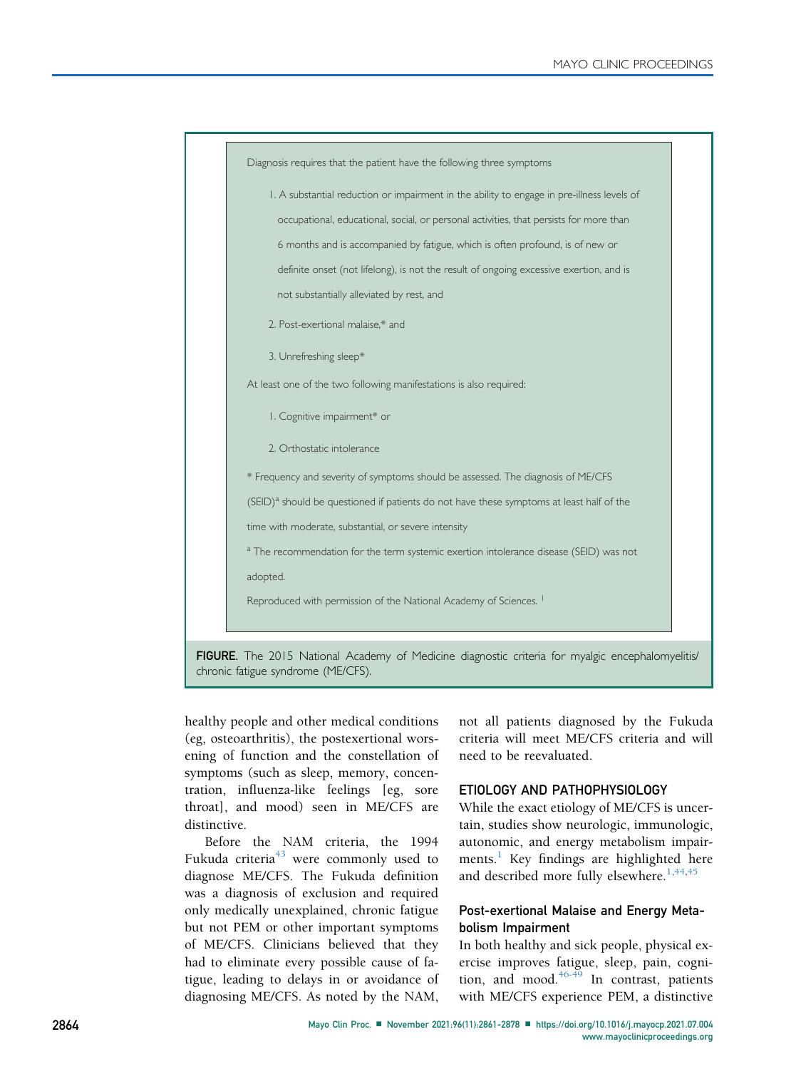Diagnosis requires that the patient have the following three symptoms

1. A substantial reduction or impairment in the ability to engage in pre-illness levels of occupational, educational, social, or personal activities, that persists for more than 6 months and is accompanied by fatigue, which is often profound, is of new or definite onset (not lifelong), is not the result of ongoing excessive exertion, and is not substantially alleviated by rest, and
2. Post-exertional malaise,* and
3. Unrefreshing sleep*

At least one of the two following manifestations is also required:

1. Cognitive impairment* or
2. Orthostatic intolerance

* Frequency and severity of symptoms should be assessed. The diagnosis of ME/CFS (SEID)[a] should be questioned if patients do not have these symptoms at least half of the time with moderate, substantial, or severe intensity

[a] The recommendation for the term systemic exertion intolerance disease (SEID) was not adopted.

Reproduced with permission of the National Academy of Sciences.[1]

**FIGURE.** The 2015 National Academy of Medicine diagnostic criteria for myalgic encephalomyelitis/chronic fatigue syndrome (ME/CFS).

healthy people and other medical conditions (eg, osteoarthritis), the postexertional worsening of function and the constellation of symptoms (such as sleep, memory, concentration, influenza-like feelings [eg, sore throat], and mood) seen in ME/CFS are distinctive.

Before the NAM criteria, the 1994 Fukuda criteria[43] were commonly used to diagnose ME/CFS. The Fukuda definition was a diagnosis of exclusion and required only medically unexplained, chronic fatigue but not PEM or other important symptoms of ME/CFS. Clinicians believed that they had to eliminate every possible cause of fatigue, leading to delays in or avoidance of diagnosing ME/CFS. As noted by the NAM, not all patients diagnosed by the Fukuda criteria will meet ME/CFS criteria and will need to be reevaluated.

## ETIOLOGY AND PATHOPHYSIOLOGY

While the exact etiology of ME/CFS is uncertain, studies show neurologic, immunologic, autonomic, and energy metabolism impairments.[1] Key findings are highlighted here and described more fully elsewhere.[1,44,45]

### Post-exertional Malaise and Energy Metabolism Impairment

In both healthy and sick people, physical exercise improves fatigue, sleep, pain, cognition, and mood.[46-49] In contrast, patients with ME/CFS experience PEM, a distinctive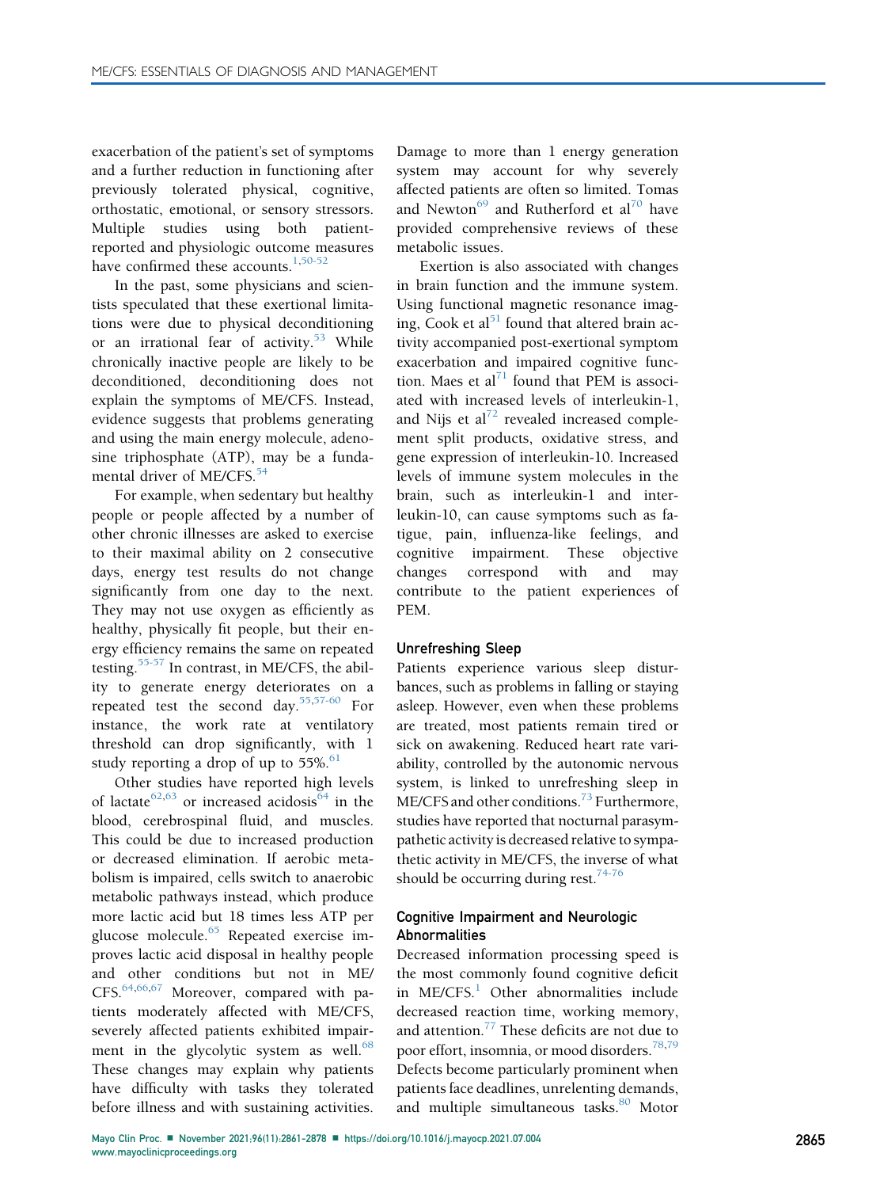exacerbation of the patient's set of symptoms and a further reduction in functioning after previously tolerated physical, cognitive, orthostatic, emotional, or sensory stressors. Multiple studies using both patient-reported and physiologic outcome measures have confirmed these accounts.[1,50-52]

In the past, some physicians and scientists speculated that these exertional limitations were due to physical deconditioning or an irrational fear of activity.[53] While chronically inactive people are likely to be deconditioned, deconditioning does not explain the symptoms of ME/CFS. Instead, evidence suggests that problems generating and using the main energy molecule, adenosine triphosphate (ATP), may be a fundamental driver of ME/CFS.[54]

For example, when sedentary but healthy people or people affected by a number of other chronic illnesses are asked to exercise to their maximal ability on 2 consecutive days, energy test results do not change significantly from one day to the next. They may not use oxygen as efficiently as healthy, physically fit people, but their energy efficiency remains the same on repeated testing.[55-57] In contrast, in ME/CFS, the ability to generate energy deteriorates on a repeated test the second day.[55,57-60] For instance, the work rate at ventilatory threshold can drop significantly, with 1 study reporting a drop of up to 55%.[61]

Other studies have reported high levels of lactate[62,63] or increased acidosis[64] in the blood, cerebrospinal fluid, and muscles. This could be due to increased production or decreased elimination. If aerobic metabolism is impaired, cells switch to anaerobic metabolic pathways instead, which produce more lactic acid but 18 times less ATP per glucose molecule.[65] Repeated exercise improves lactic acid disposal in healthy people and other conditions but not in ME/CFS.[64,66,67] Moreover, compared with patients moderately affected with ME/CFS, severely affected patients exhibited impairment in the glycolytic system as well.[68] These changes may explain why patients have difficulty with tasks they tolerated before illness and with sustaining activities. Damage to more than 1 energy generation system may account for why severely affected patients are often so limited. Tomas and Newton[69] and Rutherford et al[70] have provided comprehensive reviews of these metabolic issues.

Exertion is also associated with changes in brain function and the immune system. Using functional magnetic resonance imaging, Cook et al[51] found that altered brain activity accompanied post-exertional symptom exacerbation and impaired cognitive function. Maes et al[71] found that PEM is associated with increased levels of interleukin-1, and Nijs et al[72] revealed increased complement split products, oxidative stress, and gene expression of interleukin-10. Increased levels of immune system molecules in the brain, such as interleukin-1 and interleukin-10, can cause symptoms such as fatigue, pain, influenza-like feelings, and cognitive impairment. These objective changes correspond with and may contribute to the patient experiences of PEM.

### Unrefreshing Sleep

Patients experience various sleep disturbances, such as problems in falling or staying asleep. However, even when these problems are treated, most patients remain tired or sick on awakening. Reduced heart rate variability, controlled by the autonomic nervous system, is linked to unrefreshing sleep in ME/CFS and other conditions.[73] Furthermore, studies have reported that nocturnal parasympathetic activity is decreased relative to sympathetic activity in ME/CFS, the inverse of what should be occurring during rest.[74-76]

### Cognitive Impairment and Neurologic Abnormalities

Decreased information processing speed is the most commonly found cognitive deficit in ME/CFS.[1] Other abnormalities include decreased reaction time, working memory, and attention.[77] These deficits are not due to poor effort, insomnia, or mood disorders.[78,79] Defects become particularly prominent when patients face deadlines, unrelenting demands, and multiple simultaneous tasks.[80] Motor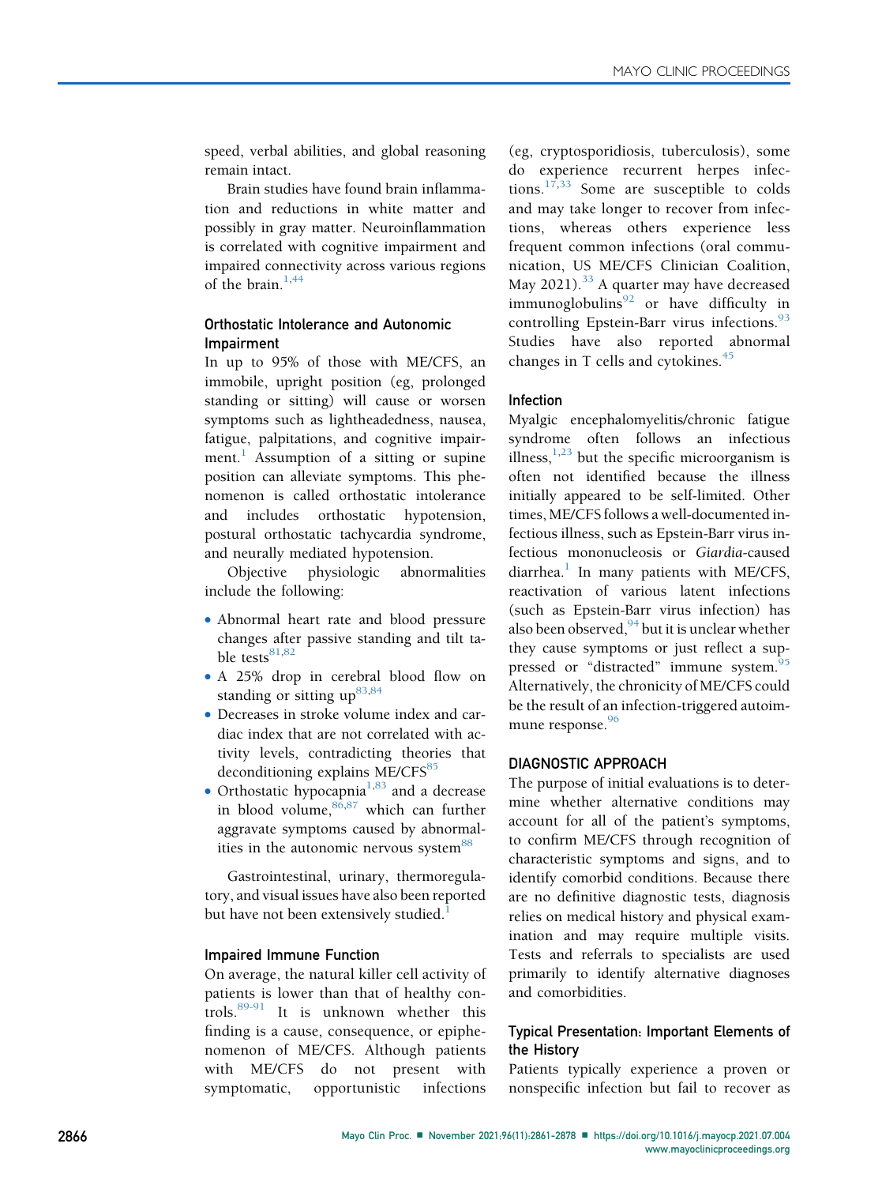speed, verbal abilities, and global reasoning remain intact.

Brain studies have found brain inflammation and reductions in white matter and possibly in gray matter. Neuroinflammation is correlated with cognitive impairment and impaired connectivity across various regions of the brain.[1,44]

### Orthostatic Intolerance and Autonomic Impairment

In up to 95% of those with ME/CFS, an immobile, upright position (eg, prolonged standing or sitting) will cause or worsen symptoms such as lightheadedness, nausea, fatigue, palpitations, and cognitive impairment.[1] Assumption of a sitting or supine position can alleviate symptoms. This phenomenon is called orthostatic intolerance and includes orthostatic hypotension, postural orthostatic tachycardia syndrome, and neurally mediated hypotension.

Objective physiologic abnormalities include the following:

- Abnormal heart rate and blood pressure changes after passive standing and tilt table tests[81,82]
- A 25% drop in cerebral blood flow on standing or sitting up[83,84]
- Decreases in stroke volume index and cardiac index that are not correlated with activity levels, contradicting theories that deconditioning explains ME/CFS[85]
- Orthostatic hypocapnia[1,83] and a decrease in blood volume,[86,87] which can further aggravate symptoms caused by abnormalities in the autonomic nervous system[88]

Gastrointestinal, urinary, thermoregulatory, and visual issues have also been reported but have not been extensively studied.[1]

### Impaired Immune Function

On average, the natural killer cell activity of patients is lower than that of healthy controls.[89-91] It is unknown whether this finding is a cause, consequence, or epiphenomenon of ME/CFS. Although patients with ME/CFS do not present with symptomatic, opportunistic infections (eg, cryptosporidiosis, tuberculosis), some do experience recurrent herpes infections.[17,33] Some are susceptible to colds and may take longer to recover from infections, whereas others experience less frequent common infections (oral communication, US ME/CFS Clinician Coalition, May 2021).[33] A quarter may have decreased immunoglobulins[92] or have difficulty in controlling Epstein-Barr virus infections.[93] Studies have also reported abnormal changes in T cells and cytokines.[45]

### Infection

Myalgic encephalomyelitis/chronic fatigue syndrome often follows an infectious illness,[1,23] but the specific microorganism is often not identified because the illness initially appeared to be self-limited. Other times, ME/CFS follows a well-documented infectious illness, such as Epstein-Barr virus infectious mononucleosis or *Giardia*-caused diarrhea.[1] In many patients with ME/CFS, reactivation of various latent infections (such as Epstein-Barr virus infection) has also been observed,[94] but it is unclear whether they cause symptoms or just reflect a suppressed or "distracted" immune system.[95] Alternatively, the chronicity of ME/CFS could be the result of an infection-triggered autoimmune response.[96]

## DIAGNOSTIC APPROACH

The purpose of initial evaluations is to determine whether alternative conditions may account for all of the patient's symptoms, to confirm ME/CFS through recognition of characteristic symptoms and signs, and to identify comorbid conditions. Because there are no definitive diagnostic tests, diagnosis relies on medical history and physical examination and may require multiple visits. Tests and referrals to specialists are used primarily to identify alternative diagnoses and comorbidities.

### Typical Presentation: Important Elements of the History

Patients typically experience a proven or nonspecific infection but fail to recover as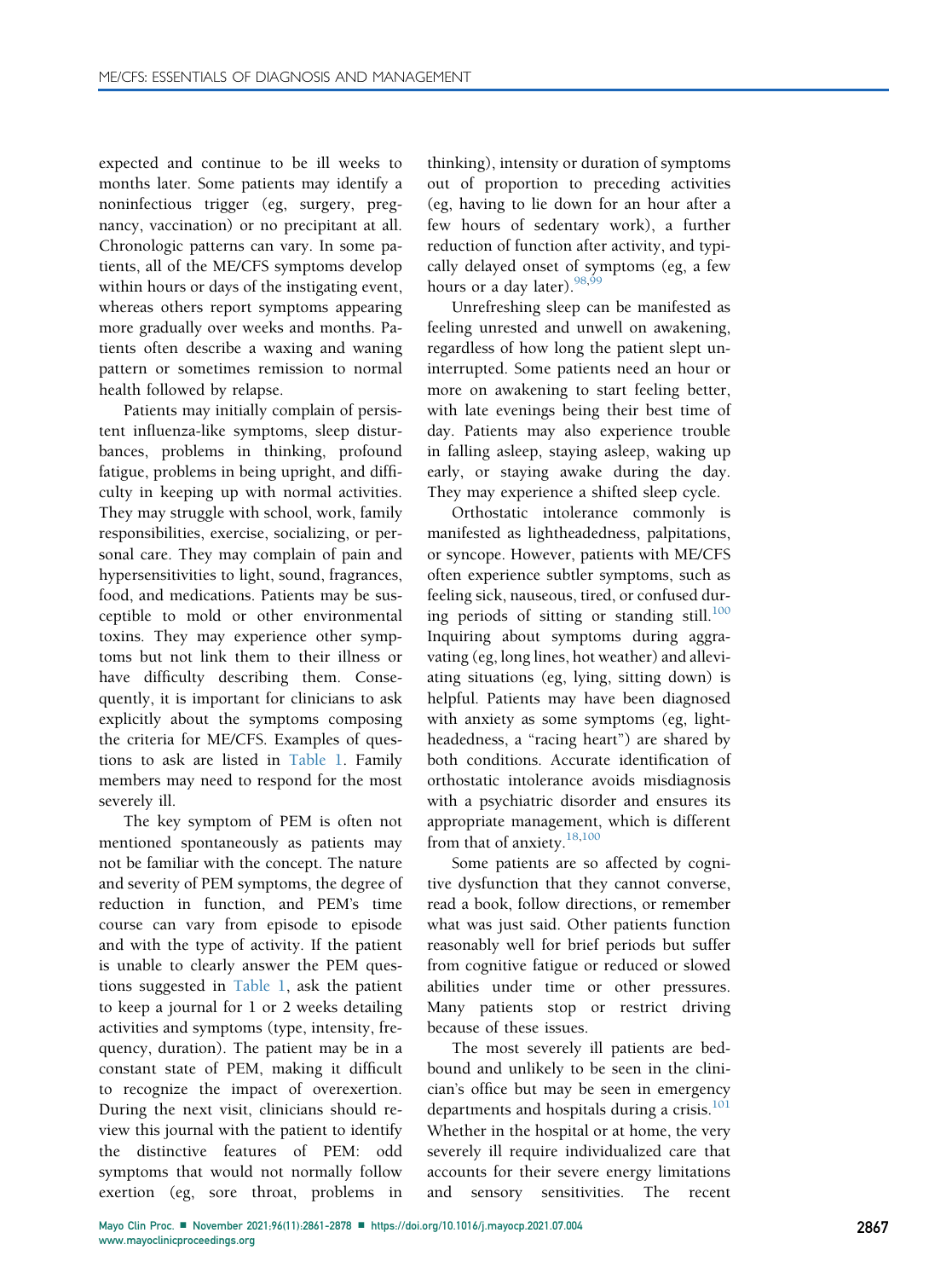expected and continue to be ill weeks to months later. Some patients may identify a noninfectious trigger (eg, surgery, pregnancy, vaccination) or no precipitant at all. Chronologic patterns can vary. In some patients, all of the ME/CFS symptoms develop within hours or days of the instigating event, whereas others report symptoms appearing more gradually over weeks and months. Patients often describe a waxing and waning pattern or sometimes remission to normal health followed by relapse.

Patients may initially complain of persistent influenza-like symptoms, sleep disturbances, problems in thinking, profound fatigue, problems in being upright, and difficulty in keeping up with normal activities. They may struggle with school, work, family responsibilities, exercise, socializing, or personal care. They may complain of pain and hypersensitivities to light, sound, fragrances, food, and medications. Patients may be susceptible to mold or other environmental toxins. They may experience other symptoms but not link them to their illness or have difficulty describing them. Consequently, it is important for clinicians to ask explicitly about the symptoms composing the criteria for ME/CFS. Examples of questions to ask are listed in Table 1. Family members may need to respond for the most severely ill.

The key symptom of PEM is often not mentioned spontaneously as patients may not be familiar with the concept. The nature and severity of PEM symptoms, the degree of reduction in function, and PEM's time course can vary from episode to episode and with the type of activity. If the patient is unable to clearly answer the PEM questions suggested in Table 1, ask the patient to keep a journal for 1 or 2 weeks detailing activities and symptoms (type, intensity, frequency, duration). The patient may be in a constant state of PEM, making it difficult to recognize the impact of overexertion. During the next visit, clinicians should review this journal with the patient to identify the distinctive features of PEM: odd symptoms that would not normally follow exertion (eg, sore throat, problems in thinking), intensity or duration of symptoms out of proportion to preceding activities (eg, having to lie down for an hour after a few hours of sedentary work), a further reduction of function after activity, and typically delayed onset of symptoms (eg, a few hours or a day later).[98,99]

Unrefreshing sleep can be manifested as feeling unrested and unwell on awakening, regardless of how long the patient slept uninterrupted. Some patients need an hour or more on awakening to start feeling better, with late evenings being their best time of day. Patients may also experience trouble in falling asleep, staying asleep, waking up early, or staying awake during the day. They may experience a shifted sleep cycle.

Orthostatic intolerance commonly is manifested as lightheadedness, palpitations, or syncope. However, patients with ME/CFS often experience subtler symptoms, such as feeling sick, nauseous, tired, or confused during periods of sitting or standing still.[100] Inquiring about symptoms during aggravating (eg, long lines, hot weather) and alleviating situations (eg, lying, sitting down) is helpful. Patients may have been diagnosed with anxiety as some symptoms (eg, lightheadedness, a "racing heart") are shared by both conditions. Accurate identification of orthostatic intolerance avoids misdiagnosis with a psychiatric disorder and ensures its appropriate management, which is different from that of anxiety.[18,100]

Some patients are so affected by cognitive dysfunction that they cannot converse, read a book, follow directions, or remember what was just said. Other patients function reasonably well for brief periods but suffer from cognitive fatigue or reduced or slowed abilities under time or other pressures. Many patients stop or restrict driving because of these issues.

The most severely ill patients are bedbound and unlikely to be seen in the clinician's office but may be seen in emergency departments and hospitals during a crisis.[101] Whether in the hospital or at home, the very severely ill require individualized care that accounts for their severe energy limitations and sensory sensitivities. The recent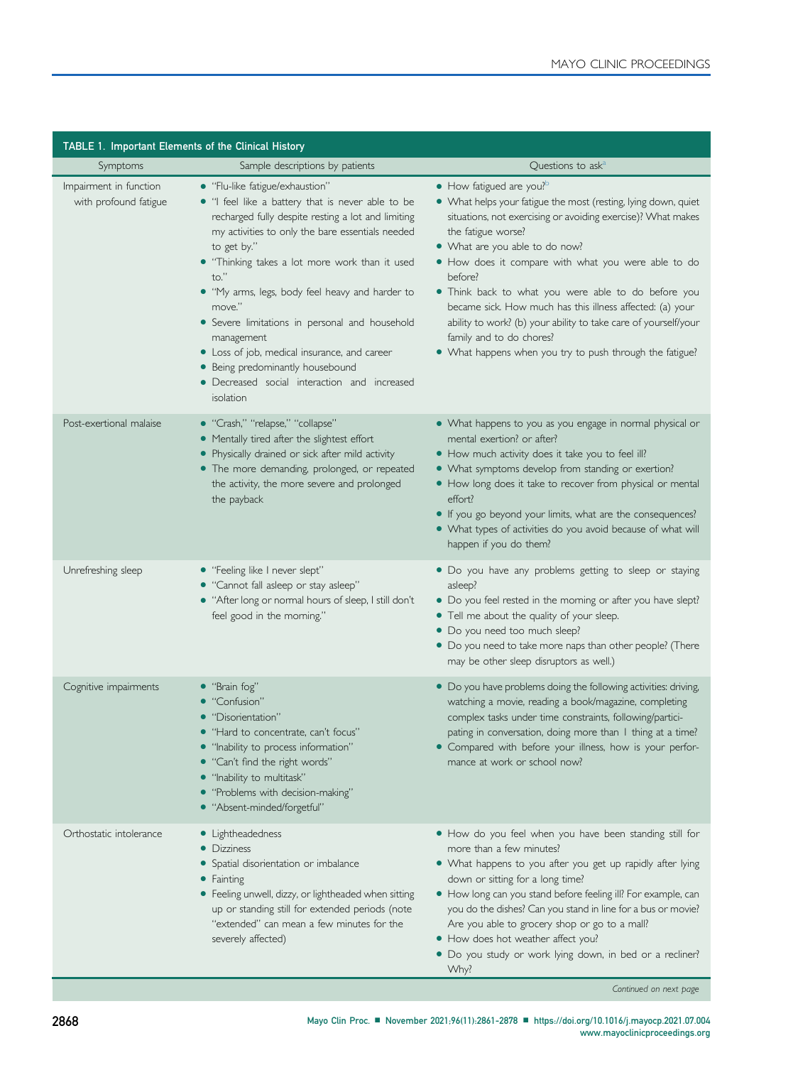**TABLE 1. Important Elements of the Clinical History**

| Symptoms | Sample descriptions by patients | Questions to ask[a] |
| --- | --- | --- |
| Impairment in function with profound fatigue | • "Flu-like fatigue/exhaustion"<br>• "I feel like a battery that is never able to be recharged fully despite resting a lot and limiting my activities to only the bare essentials needed to get by."<br>• "Thinking takes a lot more work than it used to."<br>• "My arms, legs, body feel heavy and harder to move."<br>• Severe limitations in personal and household management<br>• Loss of job, medical insurance, and career<br>• Being predominantly housebound<br>• Decreased social interaction and increased isolation | • How fatigued are you?[b]<br>• What helps your fatigue the most (resting, lying down, quiet situations, not exercising or avoiding exercise)? What makes the fatigue worse?<br>• What are you able to do now?<br>• How does it compare with what you were able to do before?<br>• Think back to what you were able to do before you became sick. How much has this illness affected: (a) your ability to work? (b) your ability to take care of yourself/your family and to do chores?<br>• What happens when you try to push through the fatigue? |
| Post-exertional malaise | • "Crash," "relapse," "collapse"<br>• Mentally tired after the slightest effort<br>• Physically drained or sick after mild activity<br>• The more demanding, prolonged, or repeated the activity, the more severe and prolonged the payback | • What happens to you as you engage in normal physical or mental exertion? or after?<br>• How much activity does it take you to feel ill?<br>• What symptoms develop from standing or exertion?<br>• How long does it take to recover from physical or mental effort?<br>• If you go beyond your limits, what are the consequences?<br>• What types of activities do you avoid because of what will happen if you do them? |
| Unrefreshing sleep | • "Feeling like I never slept"<br>• "Cannot fall asleep or stay asleep"<br>• "After long or normal hours of sleep, I still don't feel good in the morning." | • Do you have any problems getting to sleep or staying asleep?<br>• Do you feel rested in the morning or after you have slept?<br>• Tell me about the quality of your sleep.<br>• Do you need too much sleep?<br>• Do you need to take more naps than other people? (There may be other sleep disruptors as well.) |
| Cognitive impairments | • "Brain fog"<br>• "Confusion"<br>• "Disorientation"<br>• "Hard to concentrate, can't focus"<br>• "Inability to process information"<br>• "Can't find the right words"<br>• "Inability to multitask"<br>• "Problems with decision-making"<br>• "Absent-minded/forgetful" | • Do you have problems doing the following activities: driving, watching a movie, reading a book/magazine, completing complex tasks under time constraints, following/participating in conversation, doing more than 1 thing at a time?<br>• Compared with before your illness, how is your performance at work or school now? |
| Orthostatic intolerance | • Lightheadedness<br>• Dizziness<br>• Spatial disorientation or imbalance<br>• Fainting<br>• Feeling unwell, dizzy, or lightheaded when sitting up or standing still for extended periods (note "extended" can mean a few minutes for the severely affected) | • How do you feel when you have been standing still for more than a few minutes?<br>• What happens to you after you get up rapidly after lying down or sitting for a long time?<br>• How long can you stand before feeling ill? For example, can you do the dishes? Can you stand in line for a bus or movie? Are you able to grocery shop or go to a mall?<br>• How does hot weather affect you?<br>• Do you study or work lying down, in bed or a recliner? Why? |

*Continued on next page*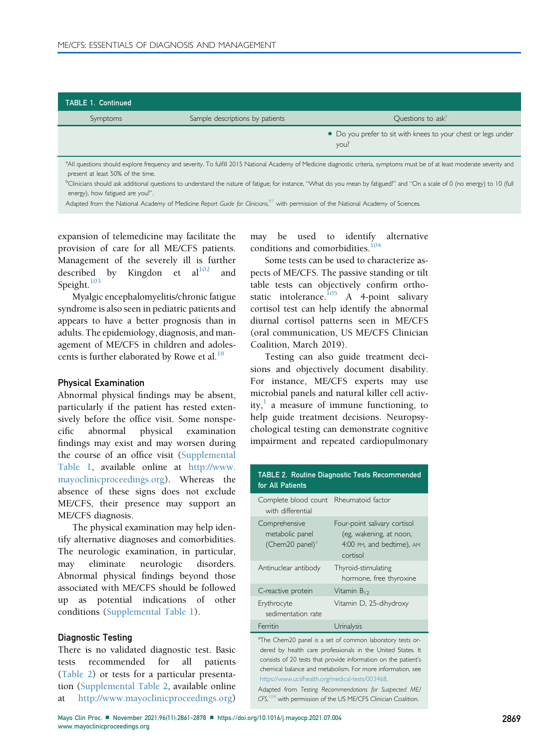**TABLE 1. Continued**

| Symptoms | Sample descriptions by patients | Questions to ask[a] |
|---|---|---|
| | | • Do you prefer to sit with knees to your chest or legs under you? |

[a]All questions should explore frequency and severity. To fulfill 2015 National Academy of Medicine diagnostic criteria, symptoms must be of at least moderate severity and present at least 50% of the time.

[b]Clinicians should ask additional questions to understand the nature of fatigue; for instance, "What do you mean by fatigued?" and "On a scale of 0 (no energy) to 10 (full energy), how fatigued are you?".

Adapted from the National Academy of Medicine *Report Guide for Clinicians*,[97] with permission of the National Academy of Sciences.

expansion of telemedicine may facilitate the provision of care for all ME/CFS patients. Management of the severely ill is further described by Kingdon et al[102] and Speight.[103]

Myalgic encephalomyelitis/chronic fatigue syndrome is also seen in pediatric patients and appears to have a better prognosis than in adults. The epidemiology, diagnosis, and management of ME/CFS in children and adolescents is further elaborated by Rowe et al.[18]

### Physical Examination

Abnormal physical findings may be absent, particularly if the patient has rested extensively before the office visit. Some nonspecific abnormal physical examination findings may exist and may worsen during the course of an office visit (Supplemental Table 1, available online at http://www.mayoclinicproceedings.org). Whereas the absence of these signs does not exclude ME/CFS, their presence may support an ME/CFS diagnosis.

The physical examination may help identify alternative diagnoses and comorbidities. The neurologic examination, in particular, may eliminate neurologic disorders. Abnormal physical findings beyond those associated with ME/CFS should be followed up as potential indications of other conditions (Supplemental Table 1).

### Diagnostic Testing

There is no validated diagnostic test. Basic tests recommended for all patients (Table 2) or tests for a particular presentation (Supplemental Table 2, available online at http://www.mayoclinicproceedings.org) may be used to identify alternative conditions and comorbidities.[104]

Some tests can be used to characterize aspects of ME/CFS. The passive standing or tilt table tests can objectively confirm orthostatic intolerance.[105] A 4-point salivary cortisol test can help identify the abnormal diurnal cortisol patterns seen in ME/CFS (oral communication, US ME/CFS Clinician Coalition, March 2019).

Testing can also guide treatment decisions and objectively document disability. For instance, ME/CFS experts may use microbial panels and natural killer cell activity,[1] a measure of immune functioning, to help guide treatment decisions. Neuropsychological testing can demonstrate cognitive impairment and repeated cardiopulmonary

**TABLE 2. Routine Diagnostic Tests Recommended for All Patients**

| | |
|---|---|
| Complete blood count with differential | Rheumatoid factor |
| Comprehensive metabolic panel (Chem20 panel)[a] | Four-point salivary cortisol (eg, wakening, at noon, 4:00 PM, and bedtime), AM cortisol |
| Antinuclear antibody | Thyroid-stimulating hormone, free thyroxine |
| C-reactive protein | Vitamin $B_{12}$ |
| Erythrocyte sedimentation rate | Vitamin D, 25-dihydroxy |
| Ferritin | Urinalysis |

[a]The Chem20 panel is a set of common laboratory tests ordered by health care professionals in the United States. It consists of 20 tests that provide information on the patient's chemical balance and metabolism. For more information, see https://www.ucsfhealth.org/medical-tests/003468.

Adapted from *Testing Recommendations for Suspected ME/CFS*,[104] with permission of the US ME/CFS Clinician Coalition.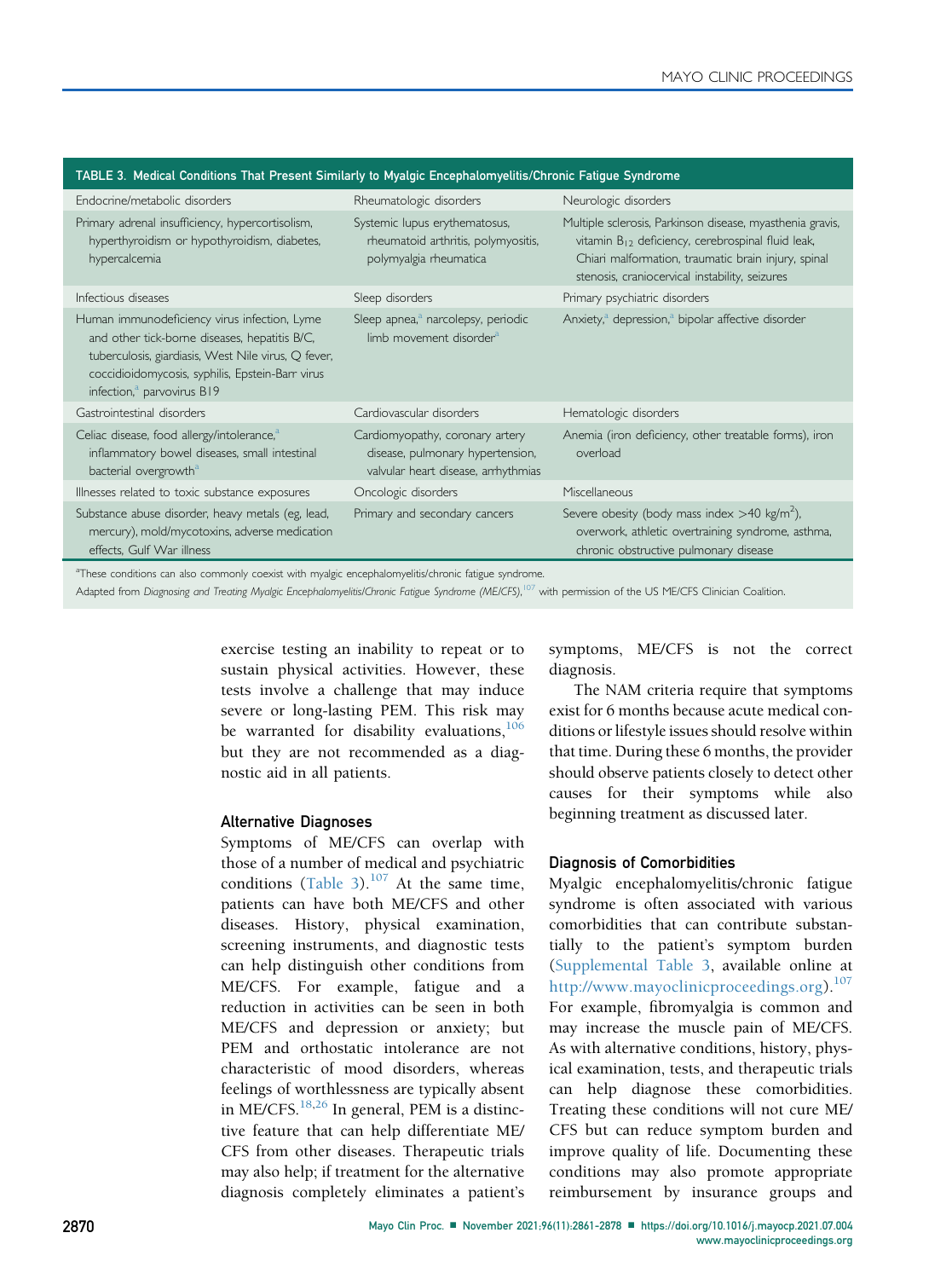TABLE 3. Medical Conditions That Present Similarly to Myalgic Encephalomyelitis/Chronic Fatigue Syndrome

| Endocrine/metabolic disorders | Rheumatologic disorders | Neurologic disorders |
|---|---|---|
| Primary adrenal insufficiency, hypercortisolism, hyperthyroidism or hypothyroidism, diabetes, hypercalcemia | Systemic lupus erythematosus, rheumatoid arthritis, polymyositis, polymyalgia rheumatica | Multiple sclerosis, Parkinson disease, myasthenia gravis, vitamin $B_{12}$ deficiency, cerebrospinal fluid leak, Chiari malformation, traumatic brain injury, spinal stenosis, craniocervical instability, seizures |
| **Infectious diseases** | **Sleep disorders** | **Primary psychiatric disorders** |
| Human immunodeficiency virus infection, Lyme and other tick-borne diseases, hepatitis B/C, tuberculosis, giardiasis, West Nile virus, Q fever, coccidioidomycosis, syphilis, Epstein-Barr virus infection,[a] parvovirus B19 | Sleep apnea,[a] narcolepsy, periodic limb movement disorder[a] | Anxiety,[a] depression,[a] bipolar affective disorder |
| **Gastrointestinal disorders** | **Cardiovascular disorders** | **Hematologic disorders** |
| Celiac disease, food allergy/intolerance,[a] inflammatory bowel diseases, small intestinal bacterial overgrowth[a] | Cardiomyopathy, coronary artery disease, pulmonary hypertension, valvular heart disease, arrhythmias | Anemia (iron deficiency, other treatable forms), iron overload |
| **Illnesses related to toxic substance exposures** | **Oncologic disorders** | **Miscellaneous** |
| Substance abuse disorder, heavy metals (eg, lead, mercury), mold/mycotoxins, adverse medication effects, Gulf War illness | Primary and secondary cancers | Severe obesity (body mass index >40 kg/m$^2$), overwork, athletic overtraining syndrome, asthma, chronic obstructive pulmonary disease |

[a]These conditions can also commonly coexist with myalgic encephalomyelitis/chronic fatigue syndrome.

Adapted from *Diagnosing and Treating Myalgic Encephalomyelitis/Chronic Fatigue Syndrome (ME/CFS)*,[107] with permission of the US ME/CFS Clinician Coalition.

exercise testing an inability to repeat or to sustain physical activities. However, these tests involve a challenge that may induce severe or long-lasting PEM. This risk may be warranted for disability evaluations,[106] but they are not recommended as a diagnostic aid in all patients.

### Alternative Diagnoses

Symptoms of ME/CFS can overlap with those of a number of medical and psychiatric conditions (Table 3).[107] At the same time, patients can have both ME/CFS and other diseases. History, physical examination, screening instruments, and diagnostic tests can help distinguish other conditions from ME/CFS. For example, fatigue and a reduction in activities can be seen in both ME/CFS and depression or anxiety; but PEM and orthostatic intolerance are not characteristic of mood disorders, whereas feelings of worthlessness are typically absent in ME/CFS.[18,26] In general, PEM is a distinctive feature that can help differentiate ME/CFS from other diseases. Therapeutic trials may also help; if treatment for the alternative diagnosis completely eliminates a patient's symptoms, ME/CFS is not the correct diagnosis.

The NAM criteria require that symptoms exist for 6 months because acute medical conditions or lifestyle issues should resolve within that time. During these 6 months, the provider should observe patients closely to detect other causes for their symptoms while also beginning treatment as discussed later.

### Diagnosis of Comorbidities

Myalgic encephalomyelitis/chronic fatigue syndrome is often associated with various comorbidities that can contribute substantially to the patient's symptom burden (Supplemental Table 3, available online at http://www.mayoclinicproceedings.org).[107] For example, fibromyalgia is common and may increase the muscle pain of ME/CFS. As with alternative conditions, history, physical examination, tests, and therapeutic trials can help diagnose these comorbidities. Treating these conditions will not cure ME/CFS but can reduce symptom burden and improve quality of life. Documenting these conditions may also promote appropriate reimbursement by insurance groups and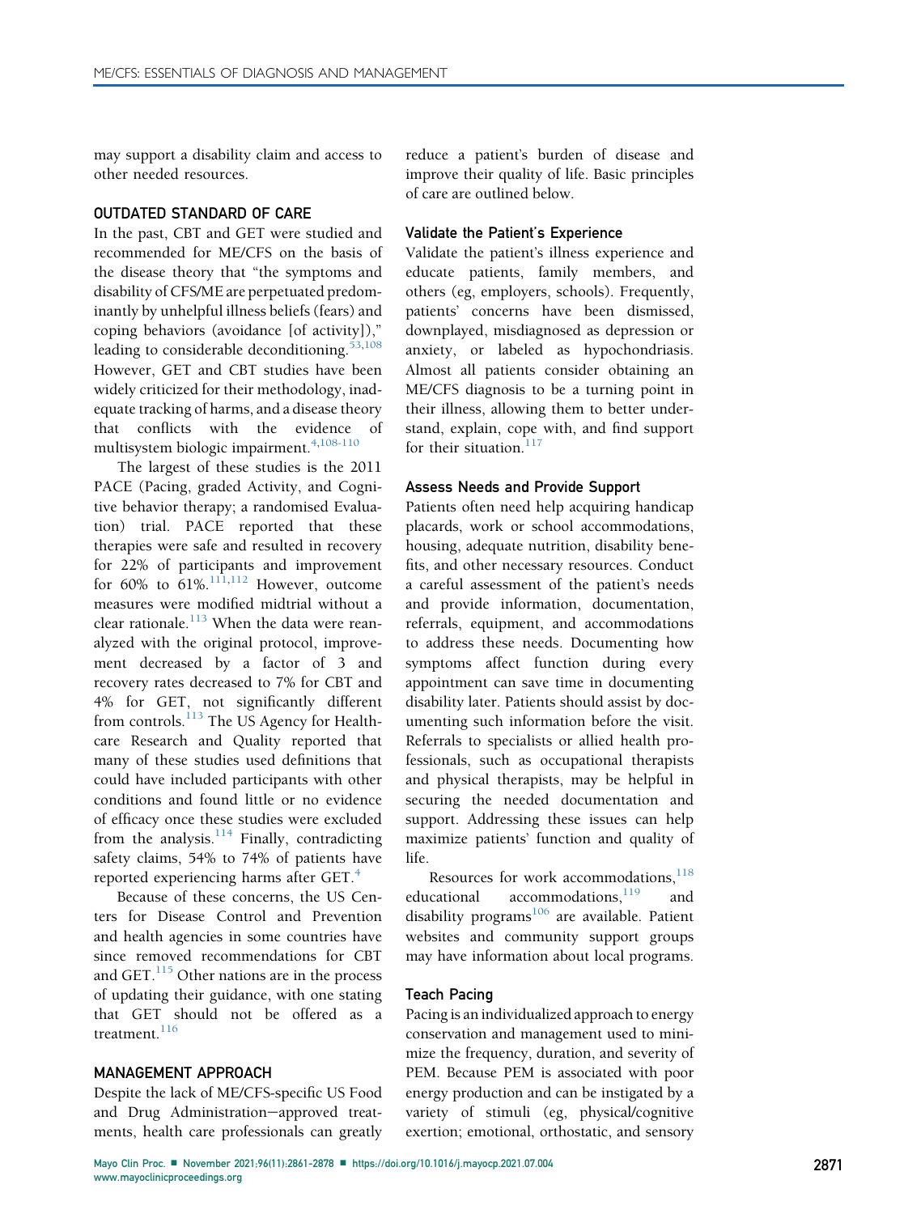may support a disability claim and access to other needed resources.

## OUTDATED STANDARD OF CARE

In the past, CBT and GET were studied and recommended for ME/CFS on the basis of the disease theory that "the symptoms and disability of CFS/ME are perpetuated predominantly by unhelpful illness beliefs (fears) and coping behaviors (avoidance [of activity])," leading to considerable deconditioning.[53,108] However, GET and CBT studies have been widely criticized for their methodology, inadequate tracking of harms, and a disease theory that conflicts with the evidence of multisystem biologic impairment.[4,108-110]

The largest of these studies is the 2011 PACE (Pacing, graded Activity, and Cognitive behavior therapy; a randomised Evaluation) trial. PACE reported that these therapies were safe and resulted in recovery for 22% of participants and improvement for 60% to 61%.[111,112] However, outcome measures were modified midtrial without a clear rationale.[113] When the data were reanalyzed with the original protocol, improvement decreased by a factor of 3 and recovery rates decreased to 7% for CBT and 4% for GET, not significantly different from controls.[113] The US Agency for Healthcare Research and Quality reported that many of these studies used definitions that could have included participants with other conditions and found little or no evidence of efficacy once these studies were excluded from the analysis.[114] Finally, contradicting safety claims, 54% to 74% of patients have reported experiencing harms after GET.[4]

Because of these concerns, the US Centers for Disease Control and Prevention and health agencies in some countries have since removed recommendations for CBT and GET.[115] Other nations are in the process of updating their guidance, with one stating that GET should not be offered as a treatment.[116]

## MANAGEMENT APPROACH

Despite the lack of ME/CFS-specific US Food and Drug Administration–approved treatments, health care professionals can greatly reduce a patient's burden of disease and improve their quality of life. Basic principles of care are outlined below.

### Validate the Patient's Experience

Validate the patient's illness experience and educate patients, family members, and others (eg, employers, schools). Frequently, patients' concerns have been dismissed, downplayed, misdiagnosed as depression or anxiety, or labeled as hypochondriasis. Almost all patients consider obtaining an ME/CFS diagnosis to be a turning point in their illness, allowing them to better understand, explain, cope with, and find support for their situation.[117]

### Assess Needs and Provide Support

Patients often need help acquiring handicap placards, work or school accommodations, housing, adequate nutrition, disability benefits, and other necessary resources. Conduct a careful assessment of the patient's needs and provide information, documentation, referrals, equipment, and accommodations to address these needs. Documenting how symptoms affect function during every appointment can save time in documenting disability later. Patients should assist by documenting such information before the visit. Referrals to specialists or allied health professionals, such as occupational therapists and physical therapists, may be helpful in securing the needed documentation and support. Addressing these issues can help maximize patients' function and quality of life.

Resources for work accommodations,[118] educational accommodations,[119] and disability programs[106] are available. Patient websites and community support groups may have information about local programs.

### Teach Pacing

Pacing is an individualized approach to energy conservation and management used to minimize the frequency, duration, and severity of PEM. Because PEM is associated with poor energy production and can be instigated by a variety of stimuli (eg, physical/cognitive exertion; emotional, orthostatic, and sensory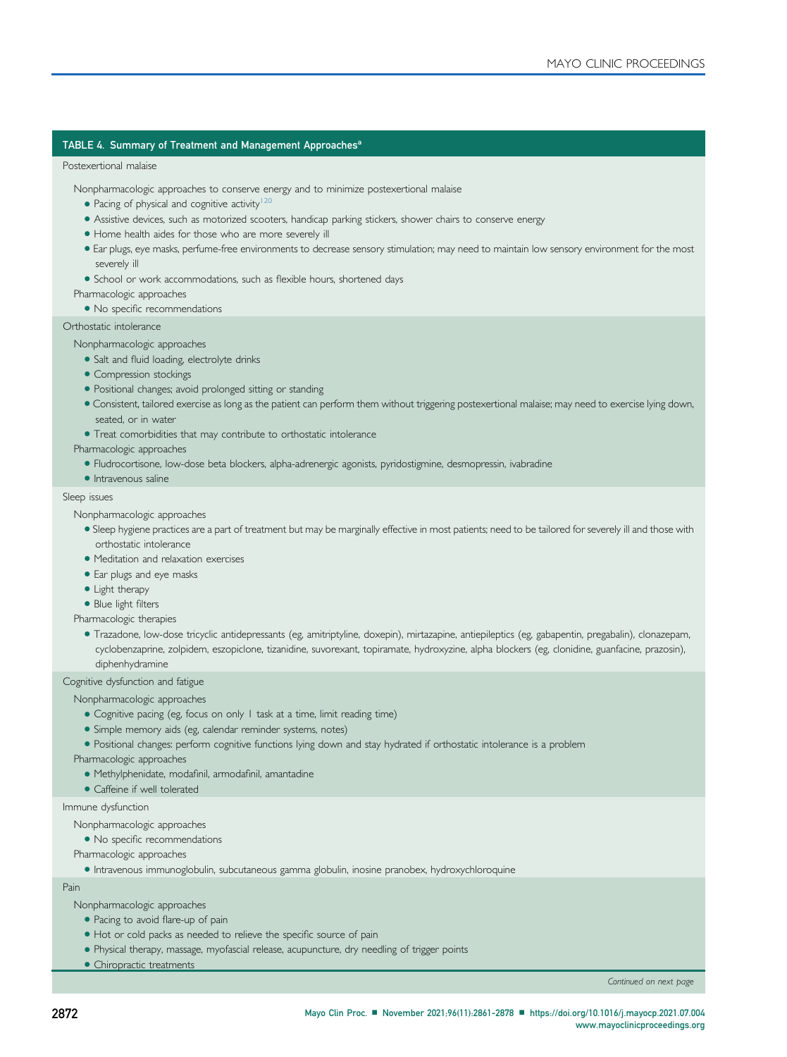**TABLE 4. Summary of Treatment and Management Approaches[a]**

**Postexertional malaise**

Nonpharmacologic approaches to conserve energy and to minimize postexertional malaise

- Pacing of physical and cognitive activity[120]
- Assistive devices, such as motorized scooters, handicap parking stickers, shower chairs to conserve energy
- Home health aides for those who are more severely ill
- Ear plugs, eye masks, perfume-free environments to decrease sensory stimulation; may need to maintain low sensory environment for the most severely ill
- School or work accommodations, such as flexible hours, shortened days

Pharmacologic approaches

- No specific recommendations

**Orthostatic intolerance**

Nonpharmacologic approaches

- Salt and fluid loading, electrolyte drinks
- Compression stockings
- Positional changes; avoid prolonged sitting or standing
- Consistent, tailored exercise as long as the patient can perform them without triggering postexertional malaise; may need to exercise lying down, seated, or in water
- Treat comorbidities that may contribute to orthostatic intolerance

Pharmacologic approaches

- Fludrocortisone, low-dose beta blockers, alpha-adrenergic agonists, pyridostigmine, desmopressin, ivabradine
- Intravenous saline

**Sleep issues**

Nonpharmacologic approaches

- Sleep hygiene practices are a part of treatment but may be marginally effective in most patients; need to be tailored for severely ill and those with orthostatic intolerance
- Meditation and relaxation exercises
- Ear plugs and eye masks
- Light therapy
- Blue light filters

Pharmacologic therapies

- Trazadone, low-dose tricyclic antidepressants (eg, amitriptyline, doxepin), mirtazapine, antiepileptics (eg, gabapentin, pregabalin), clonazepam, cyclobenzaprine, zolpidem, eszopiclone, tizanidine, suvorexant, topiramate, hydroxyzine, alpha blockers (eg, clonidine, guanfacine, prazosin), diphenhydramine

**Cognitive dysfunction and fatigue**

Nonpharmacologic approaches

- Cognitive pacing (eg, focus on only 1 task at a time, limit reading time)
- Simple memory aids (eg, calendar reminder systems, notes)
- Positional changes: perform cognitive functions lying down and stay hydrated if orthostatic intolerance is a problem

Pharmacologic approaches

- Methylphenidate, modafinil, armodafinil, amantadine
- Caffeine if well tolerated

**Immune dysfunction**

Nonpharmacologic approaches

- No specific recommendations

Pharmacologic approaches

- Intravenous immunoglobulin, subcutaneous gamma globulin, inosine pranobex, hydroxychloroquine

**Pain**

Nonpharmacologic approaches

- Pacing to avoid flare-up of pain
- Hot or cold packs as needed to relieve the specific source of pain
- Physical therapy, massage, myofascial release, acupuncture, dry needling of trigger points
- Chiropractic treatments

*Continued on next page*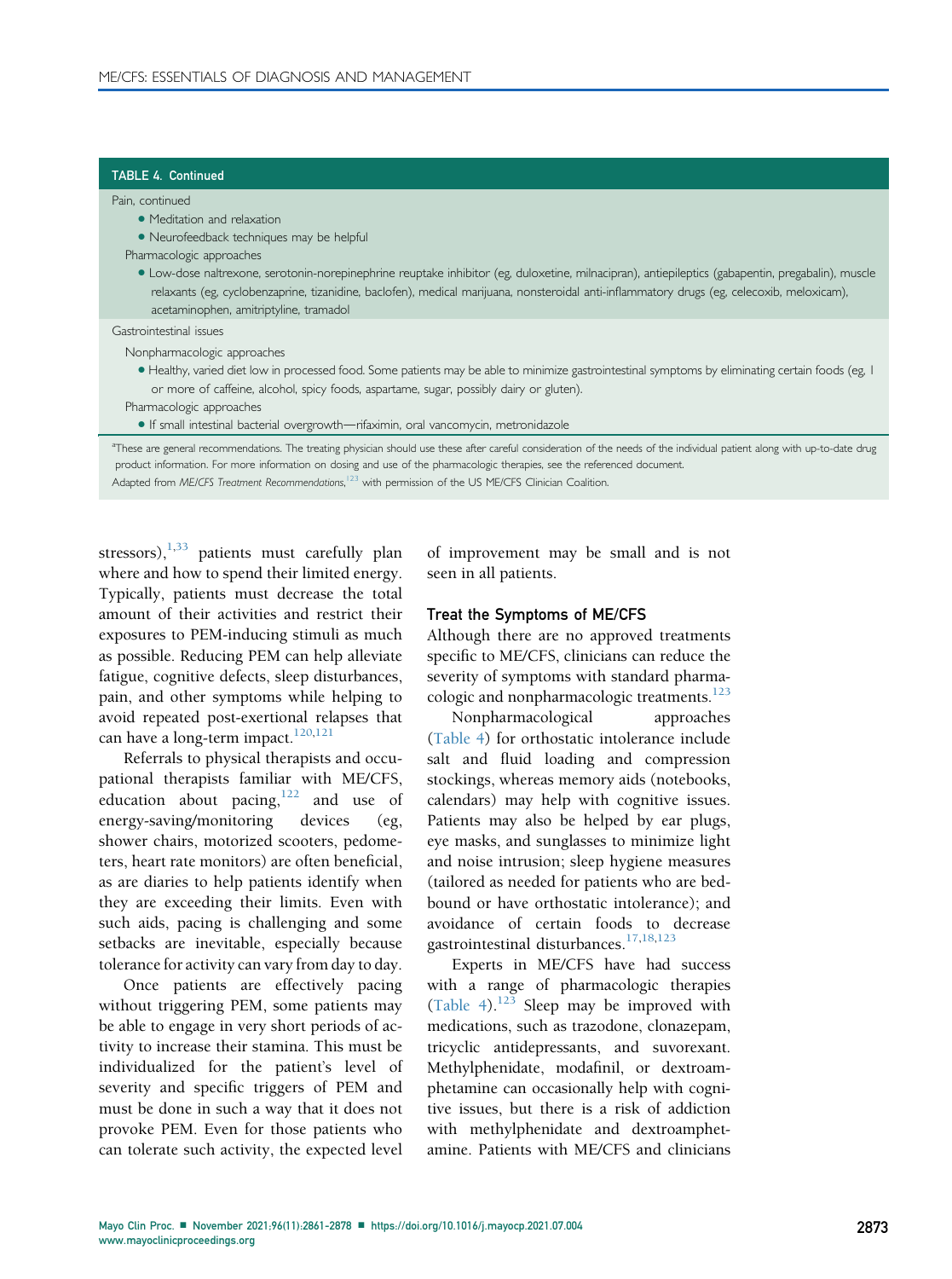**TABLE 4. Continued**

Pain, continued

- Meditation and relaxation
- Neurofeedback techniques may be helpful

Pharmacologic approaches

- Low-dose naltrexone, serotonin-norepinephrine reuptake inhibitor (eg, duloxetine, milnacipran), antiepileptics (gabapentin, pregabalin), muscle relaxants (eg, cyclobenzaprine, tizanidine, baclofen), medical marijuana, nonsteroidal anti-inflammatory drugs (eg, celecoxib, meloxicam), acetaminophen, amitriptyline, tramadol

Gastrointestinal issues

Nonpharmacologic approaches

- Healthy, varied diet low in processed food. Some patients may be able to minimize gastrointestinal symptoms by eliminating certain foods (eg, 1 or more of caffeine, alcohol, spicy foods, aspartame, sugar, possibly dairy or gluten).

Pharmacologic approaches

- If small intestinal bacterial overgrowth—rifaximin, oral vancomycin, metronidazole

[a]These are general recommendations. The treating physician should use these after careful consideration of the needs of the individual patient along with up-to-date drug product information. For more information on dosing and use of the pharmacologic therapies, see the referenced document.

Adapted from *ME/CFS Treatment Recommendations*,[123] with permission of the US ME/CFS Clinician Coalition.

stressors),[1,33] patients must carefully plan where and how to spend their limited energy. Typically, patients must decrease the total amount of their activities and restrict their exposures to PEM-inducing stimuli as much as possible. Reducing PEM can help alleviate fatigue, cognitive defects, sleep disturbances, pain, and other symptoms while helping to avoid repeated post-exertional relapses that can have a long-term impact.[120,121]

Referrals to physical therapists and occupational therapists familiar with ME/CFS, education about pacing,[122] and use of energy-saving/monitoring devices (eg, shower chairs, motorized scooters, pedometers, heart rate monitors) are often beneficial, as are diaries to help patients identify when they are exceeding their limits. Even with such aids, pacing is challenging and some setbacks are inevitable, especially because tolerance for activity can vary from day to day.

Once patients are effectively pacing without triggering PEM, some patients may be able to engage in very short periods of activity to increase their stamina. This must be individualized for the patient's level of severity and specific triggers of PEM and must be done in such a way that it does not provoke PEM. Even for those patients who can tolerate such activity, the expected level of improvement may be small and is not seen in all patients.

### Treat the Symptoms of ME/CFS

Although there are no approved treatments specific to ME/CFS, clinicians can reduce the severity of symptoms with standard pharmacologic and nonpharmacologic treatments.[123]

Nonpharmacological approaches (Table 4) for orthostatic intolerance include salt and fluid loading and compression stockings, whereas memory aids (notebooks, calendars) may help with cognitive issues. Patients may also be helped by ear plugs, eye masks, and sunglasses to minimize light and noise intrusion; sleep hygiene measures (tailored as needed for patients who are bedbound or have orthostatic intolerance); and avoidance of certain foods to decrease gastrointestinal disturbances.[17,18,123]

Experts in ME/CFS have had success with a range of pharmacologic therapies (Table 4).[123] Sleep may be improved with medications, such as trazodone, clonazepam, tricyclic antidepressants, and suvorexant. Methylphenidate, modafinil, or dextroamphetamine can occasionally help with cognitive issues, but there is a risk of addiction with methylphenidate and dextroamphetamine. Patients with ME/CFS and clinicians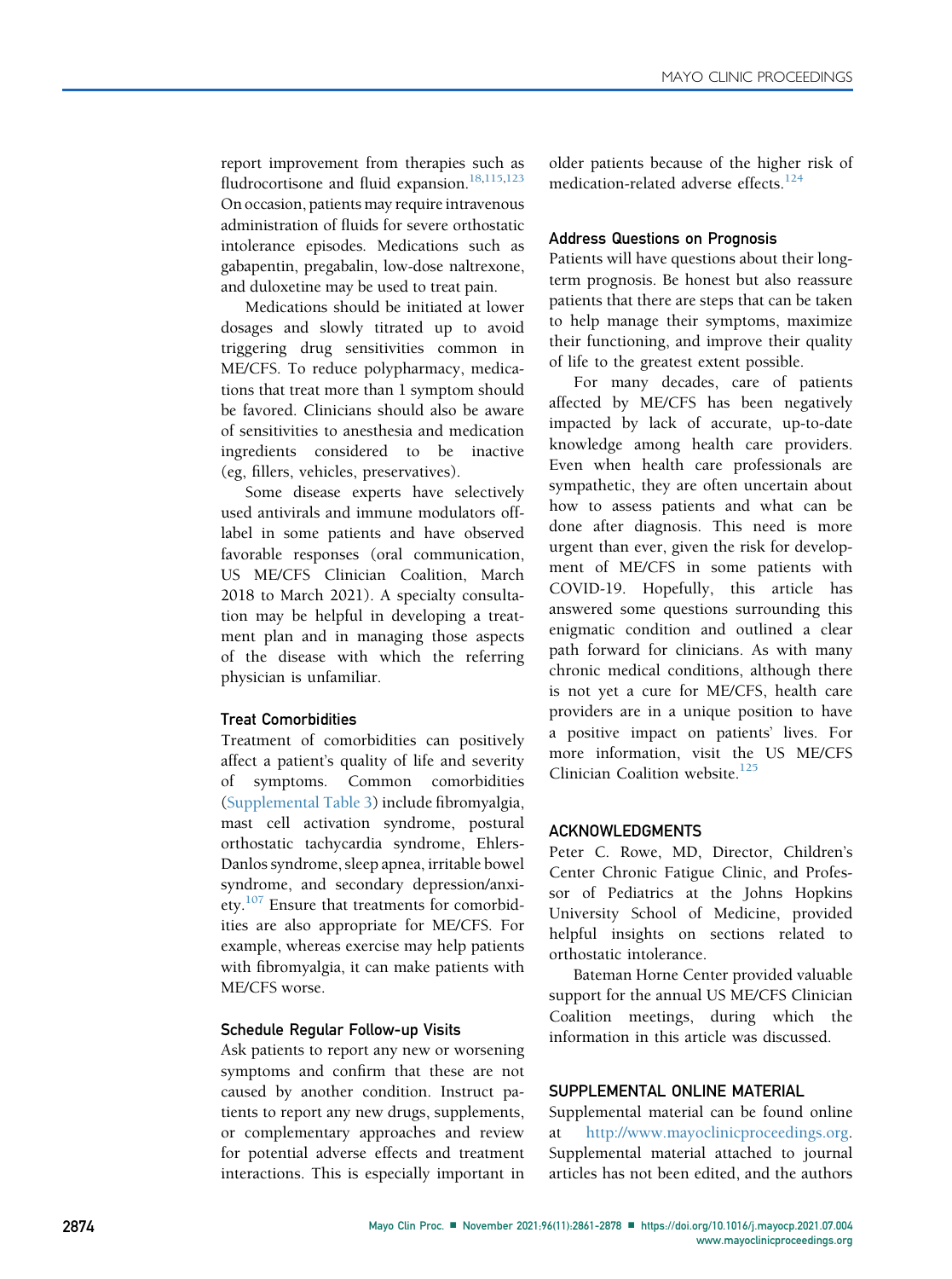report improvement from therapies such as fludrocortisone and fluid expansion.[18,115,123] On occasion, patients may require intravenous administration of fluids for severe orthostatic intolerance episodes. Medications such as gabapentin, pregabalin, low-dose naltrexone, and duloxetine may be used to treat pain.

Medications should be initiated at lower dosages and slowly titrated up to avoid triggering drug sensitivities common in ME/CFS. To reduce polypharmacy, medications that treat more than 1 symptom should be favored. Clinicians should also be aware of sensitivities to anesthesia and medication ingredients considered to be inactive (eg, fillers, vehicles, preservatives).

Some disease experts have selectively used antivirals and immune modulators off-label in some patients and have observed favorable responses (oral communication, US ME/CFS Clinician Coalition, March 2018 to March 2021). A specialty consultation may be helpful in developing a treatment plan and in managing those aspects of the disease with which the referring physician is unfamiliar.

### Treat Comorbidities

Treatment of comorbidities can positively affect a patient's quality of life and severity of symptoms. Common comorbidities (Supplemental Table 3) include fibromyalgia, mast cell activation syndrome, postural orthostatic tachycardia syndrome, Ehlers-Danlos syndrome, sleep apnea, irritable bowel syndrome, and secondary depression/anxiety.[107] Ensure that treatments for comorbidities are also appropriate for ME/CFS. For example, whereas exercise may help patients with fibromyalgia, it can make patients with ME/CFS worse.

### Schedule Regular Follow-up Visits

Ask patients to report any new or worsening symptoms and confirm that these are not caused by another condition. Instruct patients to report any new drugs, supplements, or complementary approaches and review for potential adverse effects and treatment interactions. This is especially important in older patients because of the higher risk of medication-related adverse effects.[124]

### Address Questions on Prognosis

Patients will have questions about their long-term prognosis. Be honest but also reassure patients that there are steps that can be taken to help manage their symptoms, maximize their functioning, and improve their quality of life to the greatest extent possible.

For many decades, care of patients affected by ME/CFS has been negatively impacted by lack of accurate, up-to-date knowledge among health care providers. Even when health care professionals are sympathetic, they are often uncertain about how to assess patients and what can be done after diagnosis. This need is more urgent than ever, given the risk for development of ME/CFS in some patients with COVID-19. Hopefully, this article has answered some questions surrounding this enigmatic condition and outlined a clear path forward for clinicians. As with many chronic medical conditions, although there is not yet a cure for ME/CFS, health care providers are in a unique position to have a positive impact on patients' lives. For more information, visit the US ME/CFS Clinician Coalition website.[125]

## ACKNOWLEDGMENTS

Peter C. Rowe, MD, Director, Children's Center Chronic Fatigue Clinic, and Professor of Pediatrics at the Johns Hopkins University School of Medicine, provided helpful insights on sections related to orthostatic intolerance.

Bateman Horne Center provided valuable support for the annual US ME/CFS Clinician Coalition meetings, during which the information in this article was discussed.

## SUPPLEMENTAL ONLINE MATERIAL

Supplemental material can be found online at http://www.mayoclinicproceedings.org. Supplemental material attached to journal articles has not been edited, and the authors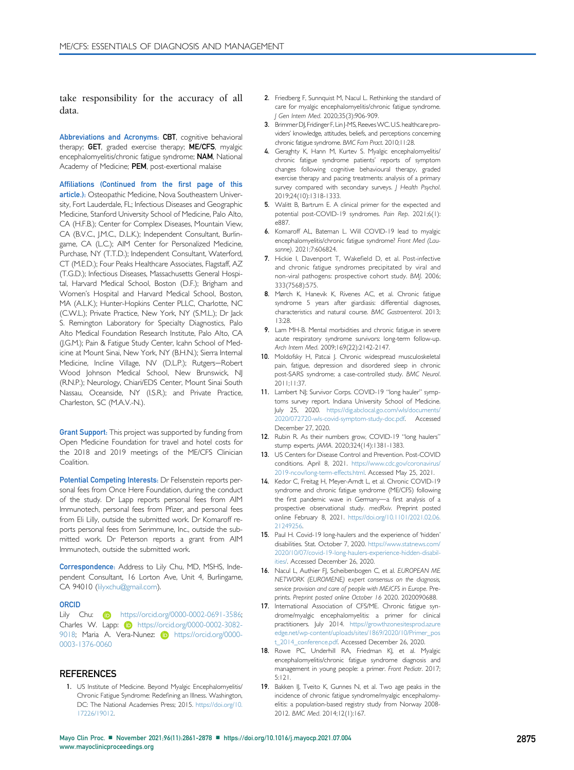take responsibility for the accuracy of all data.

**Abbreviations and Acronyms:** **CBT**, cognitive behavioral therapy; **GET**, graded exercise therapy; **ME/CFS**, myalgic encephalomyelitis/chronic fatigue syndrome; **NAM**, National Academy of Medicine; **PEM**, post-exertional malaise

**Affiliations (Continued from the first page of this article.):** Osteopathic Medicine, Nova Southeastern University, Fort Lauderdale, FL; Infectious Diseases and Geographic Medicine, Stanford University School of Medicine, Palo Alto, CA (H.F.B.); Center for Complex Diseases, Mountain View, CA (B.V.C., J.M.C., D.L.K.); Independent Consultant, Burlingame, CA (L.C.); AIM Center for Personalized Medicine, Purchase, NY (T.T.D.); Independent Consultant, Waterford, CT (M.E.D.); Four Peaks Healthcare Associates, Flagstaff, AZ (T.G.D.); Infectious Diseases, Massachusetts General Hospital, Harvard Medical School, Boston (D.F.); Brigham and Women's Hospital and Harvard Medical School, Boston, MA (A.L.K.); Hunter-Hopkins Center PLLC, Charlotte, NC (C.W.L.); Private Practice, New York, NY (S.M.L.); Dr Jack S. Remington Laboratory for Specialty Diagnostics, Palo Alto Medical Foundation Research Institute, Palo Alto, CA (J.G.M.); Pain & Fatigue Study Center, Icahn School of Medicine at Mount Sinai, New York, NY (B.H.N.); Sierra Internal Medicine, Incline Village, NV (D.L.P.); Rutgers—Robert Wood Johnson Medical School, New Brunswick, NJ (R.N.P.); Neurology, Chiari/EDS Center, Mount Sinai South Nassau, Oceanside, NY (I.S.R.); and Private Practice, Charleston, SC (M.A.V.-N.).

**Grant Support:** This project was supported by funding from Open Medicine Foundation for travel and hotel costs for the 2018 and 2019 meetings of the ME/CFS Clinician Coalition.

**Potential Competing Interests:** Dr Felsenstein reports personal fees from Once Here Foundation, during the conduct of the study. Dr Lapp reports personal fees from AIM Immunotech, personal fees from Pfizer, and personal fees from Eli Lilly, outside the submitted work. Dr Komaroff reports personal fees from Serimmune, Inc., outside the submitted work. Dr Peterson reports a grant from AIM Immunotech, outside the submitted work.

**Correspondence:** Address to Lily Chu, MD, MSHS, Independent Consultant, 16 Lorton Ave, Unit 4, Burlingame, CA 94010 (lilyxchu@gmail.com).

**ORCID**

Lily Chu: https://orcid.org/0000-0002-0691-3586; Charles W. Lapp: https://orcid.org/0000-0002-3082-9018; Maria A. Vera-Nunez: https://orcid.org/0000-0003-1376-0060

## REFERENCES

1. US Institute of Medicine. Beyond Myalgic Encephalomyelitis/Chronic Fatigue Syndrome: Redefining an Illness. Washington, DC: The National Academies Press; 2015. https://doi.org/10.17226/19012.
2. Friedberg F, Sunnquist M, Nacul L. Rethinking the standard of care for myalgic encephalomyelitis/chronic fatigue syndrome. *J Gen Intern Med*. 2020;35(3):906-909.
3. Brimmer DJ, Fridinger F, Lin J-MS, Reeves WC. U.S. healthcare providers' knowledge, attitudes, beliefs, and perceptions concerning chronic fatigue syndrome. *BMC Fam Pract*. 2010;11:28.
4. Geraghty K, Hann M, Kurtev S. Myalgic encephalomyelitis/chronic fatigue syndrome patients' reports of symptom changes following cognitive behavioural therapy, graded exercise therapy and pacing treatments: analysis of a primary survey compared with secondary surveys. *J Health Psychol*. 2019;24(10):1318-1333.
5. Walitt B, Bartrum E. A clinical primer for the expected and potential post-COVID-19 syndromes. *Pain Rep*. 2021;6(1):e887.
6. Komaroff AL, Bateman L. Will COVID-19 lead to myalgic encephalomyelitis/chronic fatigue syndrome? *Front Med (Lausanne)*. 2021;7:606824.
7. Hickie I, Davenport T, Wakefield D, et al. Post-infective and chronic fatigue syndromes precipitated by viral and non-viral pathogens: prospective cohort study. *BMJ*. 2006;333(7568):575.
8. Mørch K, Hanevik K, Rivenes AC, et al. Chronic fatigue syndrome 5 years after giardiasis: differential diagnoses, characteristics and natural course. *BMC Gastroenterol*. 2013;13:28.
9. Lam MH-B. Mental morbidities and chronic fatigue in severe acute respiratory syndrome survivors: long-term follow-up. *Arch Intern Med*. 2009;169(22):2142-2147.
10. Moldofsky H, Patcai J. Chronic widespread musculoskeletal pain, fatigue, depression and disordered sleep in chronic post-SARS syndrome; a case-controlled study. *BMC Neurol*. 2011;11:37.
11. Lambert NJ; Survivor Corps. COVID-19 "long hauler" symptoms survey report. Indiana University School of Medicine. July 25, 2020. https://dig.abclocal.go.com/wls/documents/2020/072720-wls-covid-symptom-study-doc.pdf. Accessed December 27, 2020.
12. Rubin R. As their numbers grow, COVID-19 "long haulers" stump experts. *JAMA*. 2020;324(14):1381-1383.
13. US Centers for Disease Control and Prevention. Post-COVID conditions. April 8, 2021. https://www.cdc.gov/coronavirus/2019-ncov/long-term-effects.html. Accessed May 25, 2021.
14. Kedor C, Freitag H, Meyer-Arndt L, et al. Chronic COVID-19 syndrome and chronic fatigue syndrome (ME/CFS) following the first pandemic wave in Germany—a first analysis of a prospective observational study. *medRxiv*. Preprint posted online February 8, 2021. https://doi.org/10.1101/2021.02.06.21249256.
15. Paul H. Covid-19 long-haulers and the experience of 'hidden' disabilities. Stat. October 7, 2020. https://www.statnews.com/2020/10/07/covid-19-long-haulers-experience-hidden-disabilities/. Accessed December 26, 2020.
16. Nacul L, Authier FJ, Scheibenbogen C, et al. *EUROPEAN ME NETWORK (EUROMENE) expert consensus on the diagnosis, service provision and care of people with ME/CFS in Europe*. Preprints. *Preprint posted online October 16* 2020. 2020090688.
17. International Association of CFS/ME. Chronic fatigue syndrome/myalgic encephalomyelitis: a primer for clinical practitioners. July 2014. https://growthzonesitesprod.azureedge.net/wp-content/uploads/sites/1869/2020/10/Primer_post_2014_conference.pdf. Accessed December 26, 2020.
18. Rowe PC, Underhill RA, Friedman KJ, et al. Myalgic encephalomyelitis/chronic fatigue syndrome diagnosis and management in young people: a primer. *Front Pediatr*. 2017;5:121.
19. Bakken IJ, Tveito K, Gunnes N, et al. Two age peaks in the incidence of chronic fatigue syndrome/myalgic encephalomyelitis: a population-based registry study from Norway 2008-2012. *BMC Med*. 2014;12(1):167.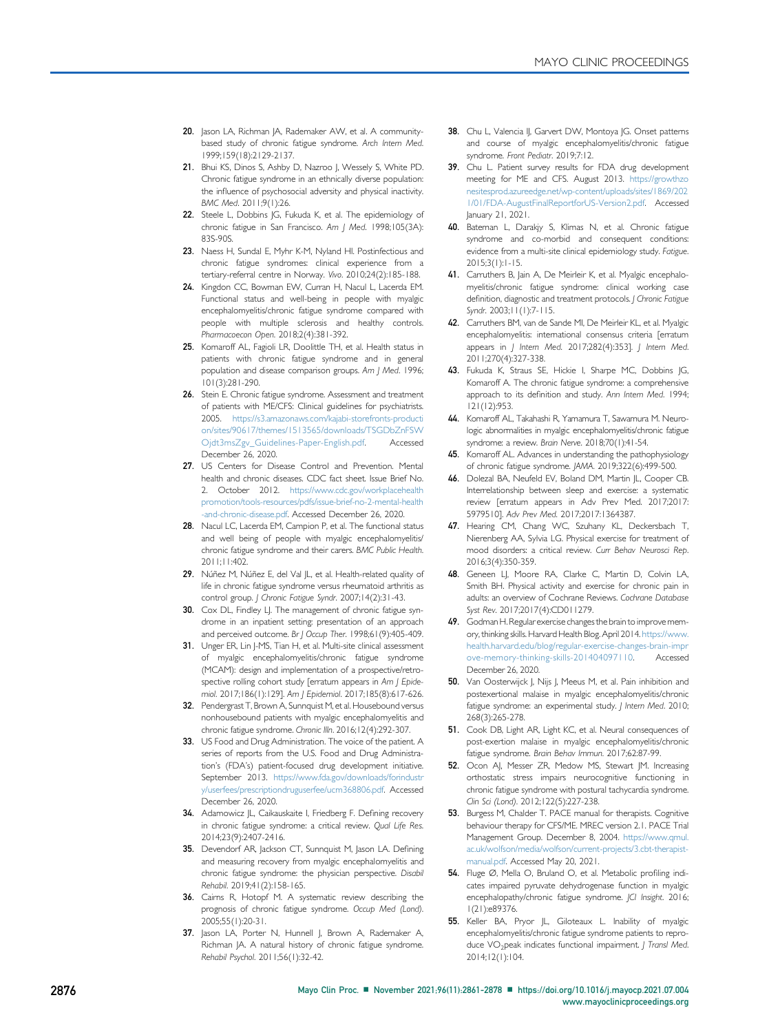20. Jason LA, Richman JA, Rademaker AW, et al. A community-based study of chronic fatigue syndrome. *Arch Intern Med*. 1999;159(18):2129-2137.
21. Bhui KS, Dinos S, Ashby D, Nazroo J, Wessely S, White PD. Chronic fatigue syndrome in an ethnically diverse population: the influence of psychosocial adversity and physical inactivity. *BMC Med*. 2011;9(1):26.
22. Steele L, Dobbins JG, Fukuda K, et al. The epidemiology of chronic fatigue in San Francisco. *Am J Med*. 1998;105(3A): 83S-90S.
23. Naess H, Sundal E, Myhr K-M, Nyland HI. Postinfectious and chronic fatigue syndromes: clinical experience from a tertiary-referral centre in Norway. *Vivo*. 2010;24(2):185-188.
24. Kingdon CC, Bowman EW, Curran H, Nacul L, Lacerda EM. Functional status and well-being in people with myalgic encephalomyelitis/chronic fatigue syndrome compared with people with multiple sclerosis and healthy controls. *Pharmacoecon Open*. 2018;2(4):381-392.
25. Komaroff AL, Fagioli LR, Doolittle TH, et al. Health status in patients with chronic fatigue syndrome and in general population and disease comparison groups. *Am J Med*. 1996; 101(3):281-290.
26. Stein E. Chronic fatigue syndrome. Assessment and treatment of patients with ME/CFS: Clinical guidelines for psychiatrists. 2005. https://s3.amazonaws.com/kajabi-storefronts-production/sites/90617/themes/1513565/downloads/TSGDbZnFSWOjdt3msZgv_Guidelines-Paper-English.pdf. Accessed December 26, 2020.
27. US Centers for Disease Control and Prevention. Mental health and chronic diseases. CDC fact sheet. Issue Brief No. 2. October 2012. https://www.cdc.gov/workplacehealthpromotion/tools-resources/pdfs/issue-brief-no-2-mental-health-and-chronic-disease.pdf. Accessed December 26, 2020.
28. Nacul LC, Lacerda EM, Campion P, et al. The functional status and well being of people with myalgic encephalomyelitis/chronic fatigue syndrome and their carers. *BMC Public Health*. 2011;11:402.
29. Núñez M, Núñez E, del Val JL, et al. Health-related quality of life in chronic fatigue syndrome versus rheumatoid arthritis as control group. *J Chronic Fatigue Syndr*. 2007;14(2):31-43.
30. Cox DL, Findley LJ. The management of chronic fatigue syndrome in an inpatient setting: presentation of an approach and perceived outcome. *Br J Occup Ther*. 1998;61(9):405-409.
31. Unger ER, Lin J-MS, Tian H, et al. Multi-site clinical assessment of myalgic encephalomyelitis/chronic fatigue syndrome (MCAM): design and implementation of a prospective/retrospective rolling cohort study [erratum appears in *Am J Epidemiol*. 2017;186(1):129]. *Am J Epidemiol*. 2017;185(8):617-626.
32. Pendergrast T, Brown A, Sunnquist M, et al. Housebound versus nonhousebound patients with myalgic encephalomyelitis and chronic fatigue syndrome. *Chronic Illn*. 2016;12(4):292-307.
33. US Food and Drug Administration. The voice of the patient. A series of reports from the U.S. Food and Drug Administration's (FDA's) patient-focused drug development initiative. September 2013. https://www.fda.gov/downloads/forindustry/userfees/prescriptiondruguserfee/ucm368806.pdf. Accessed December 26, 2020.
34. Adamowicz JL, Caikauskaite I, Friedberg F. Defining recovery in chronic fatigue syndrome: a critical review. *Qual Life Res*. 2014;23(9):2407-2416.
35. Devendorf AR, Jackson CT, Sunnquist M, Jason LA. Defining and measuring recovery from myalgic encephalomyelitis and chronic fatigue syndrome: the physician perspective. *Disabil Rehabil*. 2019;41(2):158-165.
36. Cairns R, Hotopf M. A systematic review describing the prognosis of chronic fatigue syndrome. *Occup Med (Lond)*. 2005;55(1):20-31.
37. Jason LA, Porter N, Hunnell J, Brown A, Rademaker A, Richman JA. A natural history of chronic fatigue syndrome. *Rehabil Psychol*. 2011;56(1):32-42.
38. Chu L, Valencia IJ, Garvert DW, Montoya JG. Onset patterns and course of myalgic encephalomyelitis/chronic fatigue syndrome. *Front Pediatr*. 2019;7:12.
39. Chu L. Patient survey results for FDA drug development meeting for ME and CFS. August 2013. https://growthzonesitesprod.azureedge.net/wp-content/uploads/sites/1869/2021/01/FDA-AugustFinalReportforUS-Version2.pdf. Accessed January 21, 2021.
40. Bateman L, Darakjy S, Klimas N, et al. Chronic fatigue syndrome and co-morbid and consequent conditions: evidence from a multi-site clinical epidemiology study. *Fatigue*. 2015;3(1):1-15.
41. Carruthers B, Jain A, De Meirleir K, et al. Myalgic encephalomyelitis/chronic fatigue syndrome: clinical working case definition, diagnostic and treatment protocols. *J Chronic Fatigue Syndr*. 2003;11(1):7-115.
42. Carruthers BM, van de Sande MI, De Meirleir KL, et al. Myalgic encephalomyelitis: international consensus criteria [erratum appears in *J Intern Med*. 2017;282(4):353]. *J Intern Med*. 2011;270(4):327-338.
43. Fukuda K, Straus SE, Hickie I, Sharpe MC, Dobbins JG, Komaroff A. The chronic fatigue syndrome: a comprehensive approach to its definition and study. *Ann Intern Med*. 1994; 121(12):953.
44. Komaroff AL, Takahashi R, Yamamura T, Sawamura M. Neurologic abnormalities in myalgic encephalomyelitis/chronic fatigue syndrome: a review. *Brain Nerve*. 2018;70(1):41-54.
45. Komaroff AL. Advances in understanding the pathophysiology of chronic fatigue syndrome. *JAMA*. 2019;322(6):499-500.
46. Dolezal BA, Neufeld EV, Boland DM, Martin JL, Cooper CB. Interrelationship between sleep and exercise: a systematic review [erratum appears in Adv Prev Med. 2017;2017: 5979510]. *Adv Prev Med*. 2017;2017:1364387.
47. Hearing CM, Chang WC, Szuhany KL, Deckersbach T, Nierenberg AA, Sylvia LG. Physical exercise for treatment of mood disorders: a critical review. *Curr Behav Neurosci Rep*. 2016;3(4):350-359.
48. Geneen LJ, Moore RA, Clarke C, Martin D, Colvin LA, Smith BH. Physical activity and exercise for chronic pain in adults: an overview of Cochrane Reviews. *Cochrane Database Syst Rev*. 2017;2017(4):CD011279.
49. Godman H. Regular exercise changes the brain to improve memory, thinking skills. Harvard Health Blog. April 2014. https://www.health.harvard.edu/blog/regular-exercise-changes-brain-improve-memory-thinking-skills-201404097110. Accessed December 26, 2020.
50. Van Oosterwijck J, Nijs J, Meeus M, et al. Pain inhibition and postexertional malaise in myalgic encephalomyelitis/chronic fatigue syndrome: an experimental study. *J Intern Med*. 2010; 268(3):265-278.
51. Cook DB, Light AR, Light KC, et al. Neural consequences of post-exertion malaise in myalgic encephalomyelitis/chronic fatigue syndrome. *Brain Behav Immun*. 2017;62:87-99.
52. Ocon AJ, Messer ZR, Medow MS, Stewart JM. Increasing orthostatic stress impairs neurocognitive functioning in chronic fatigue syndrome with postural tachycardia syndrome. *Clin Sci (Lond)*. 2012;122(5):227-238.
53. Burgess M, Chalder T. PACE manual for therapists. Cognitive behaviour therapy for CFS/ME. MREC version 2.1. PACE Trial Management Group. December 8, 2004. https://www.qmul.ac.uk/wolfson/media/wolfson/current-projects/3.cbt-therapist-manual.pdf. Accessed May 20, 2021.
54. Fluge Ø, Mella O, Bruland O, et al. Metabolic profiling indicates impaired pyruvate dehydrogenase function in myalgic encephalopathy/chronic fatigue syndrome. *JCI Insight*. 2016; 1(21):e89376.
55. Keller BA, Pryor JL, Giloteaux L. Inability of myalgic encephalomyelitis/chronic fatigue syndrome patients to reproduce $VO_2$peak indicates functional impairment. *J Transl Med*. 2014;12(1):104.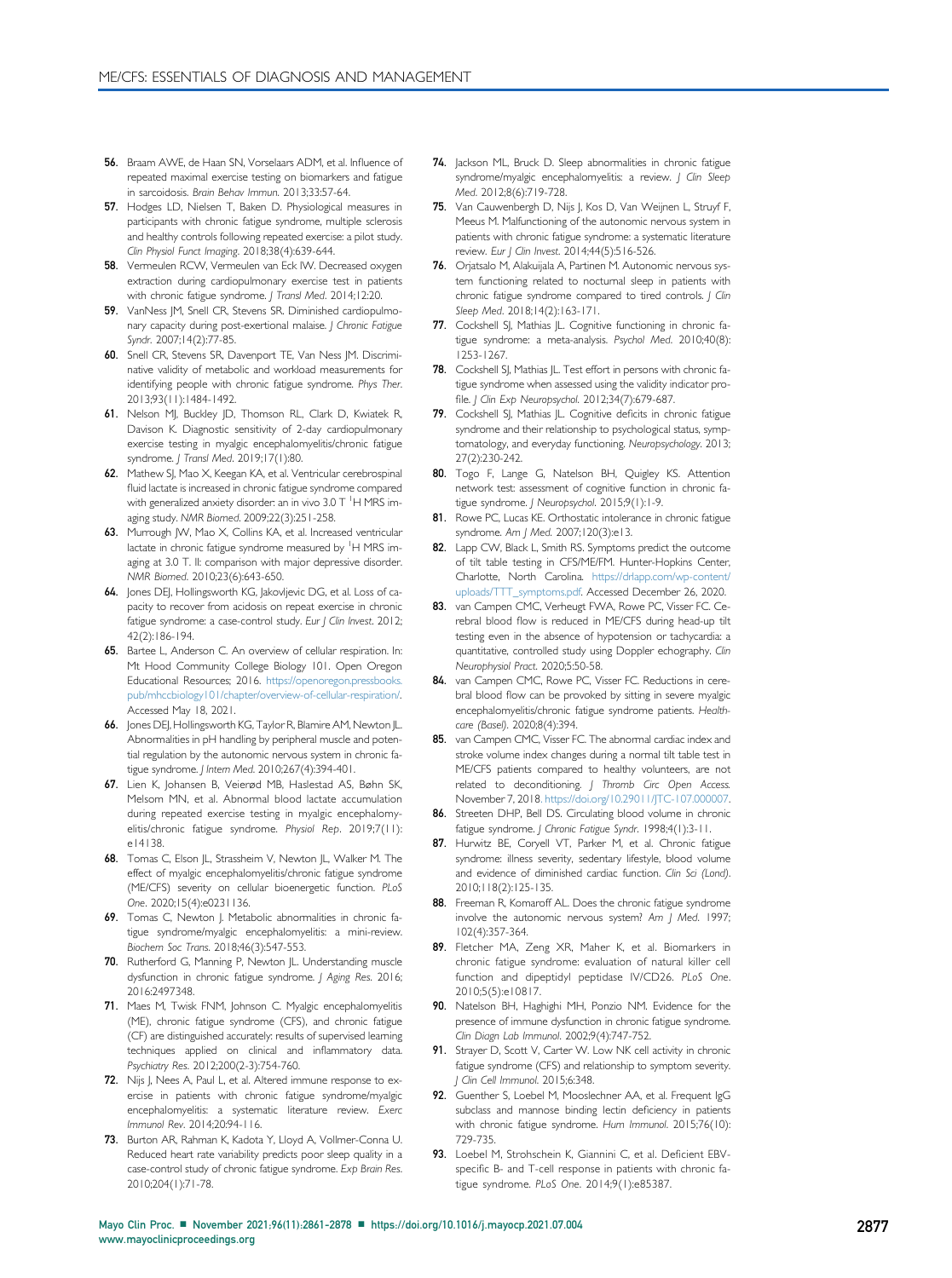56. Braam AWE, de Haan SN, Vorselaars ADM, et al. Influence of repeated maximal exercise testing on biomarkers and fatigue in sarcoidosis. *Brain Behav Immun*. 2013;33:57-64.
57. Hodges LD, Nielsen T, Baken D. Physiological measures in participants with chronic fatigue syndrome, multiple sclerosis and healthy controls following repeated exercise: a pilot study. *Clin Physiol Funct Imaging*. 2018;38(4):639-644.
58. Vermeulen RCW, Vermeulen van Eck IW. Decreased oxygen extraction during cardiopulmonary exercise test in patients with chronic fatigue syndrome. *J Transl Med*. 2014;12:20.
59. VanNess JM, Snell CR, Stevens SR. Diminished cardiopulmonary capacity during post-exertional malaise. *J Chronic Fatigue Syndr*. 2007;14(2):77-85.
60. Snell CR, Stevens SR, Davenport TE, Van Ness JM. Discriminative validity of metabolic and workload measurements for identifying people with chronic fatigue syndrome. *Phys Ther*. 2013;93(11):1484-1492.
61. Nelson MJ, Buckley JD, Thomson RL, Clark D, Kwiatek R, Davison K. Diagnostic sensitivity of 2-day cardiopulmonary exercise testing in myalgic encephalomyelitis/chronic fatigue syndrome. *J Transl Med*. 2019;17(1):80.
62. Mathew SJ, Mao X, Keegan KA, et al. Ventricular cerebrospinal fluid lactate is increased in chronic fatigue syndrome compared with generalized anxiety disorder: an in vivo 3.0 T $^{1}$H MRS imaging study. *NMR Biomed*. 2009;22(3):251-258.
63. Murrough JW, Mao X, Collins KA, et al. Increased ventricular lactate in chronic fatigue syndrome measured by $^{1}$H MRS imaging at 3.0 T. II: comparison with major depressive disorder. *NMR Biomed*. 2010;23(6):643-650.
64. Jones DEJ, Hollingsworth KG, Jakovljevic DG, et al. Loss of capacity to recover from acidosis on repeat exercise in chronic fatigue syndrome: a case-control study. *Eur J Clin Invest*. 2012;42(2):186-194.
65. Bartee L, Anderson C. An overview of cellular respiration. In: Mt Hood Community College Biology 101. Open Oregon Educational Resources; 2016. https://openoregon.pressbooks.pub/mhccbiology101/chapter/overview-of-cellular-respiration/. Accessed May 18, 2021.
66. Jones DEJ, Hollingsworth KG, Taylor R, Blamire AM, Newton JL. Abnormalities in pH handling by peripheral muscle and potential regulation by the autonomic nervous system in chronic fatigue syndrome. *J Intern Med*. 2010;267(4):394-401.
67. Lien K, Johansen B, Veierød MB, Haslestad AS, Bøhn SK, Melsom MN, et al. Abnormal blood lactate accumulation during repeated exercise testing in myalgic encephalomyelitis/chronic fatigue syndrome. *Physiol Rep*. 2019;7(11):e14138.
68. Tomas C, Elson JL, Strassheim V, Newton JL, Walker M. The effect of myalgic encephalomyelitis/chronic fatigue syndrome (ME/CFS) severity on cellular bioenergetic function. *PLoS One*. 2020;15(4):e0231136.
69. Tomas C, Newton J. Metabolic abnormalities in chronic fatigue syndrome/myalgic encephalomyelitis: a mini-review. *Biochem Soc Trans*. 2018;46(3):547-553.
70. Rutherford G, Manning P, Newton JL. Understanding muscle dysfunction in chronic fatigue syndrome. *J Aging Res*. 2016;2016:2497348.
71. Maes M, Twisk FNM, Johnson C. Myalgic encephalomyelitis (ME), chronic fatigue syndrome (CFS), and chronic fatigue (CF) are distinguished accurately: results of supervised learning techniques applied on clinical and inflammatory data. *Psychiatry Res*. 2012;200(2-3):754-760.
72. Nijs J, Nees A, Paul L, et al. Altered immune response to exercise in patients with chronic fatigue syndrome/myalgic encephalomyelitis: a systematic literature review. *Exerc Immunol Rev*. 2014;20:94-116.
73. Burton AR, Rahman K, Kadota Y, Lloyd A, Vollmer-Conna U. Reduced heart rate variability predicts poor sleep quality in a case-control study of chronic fatigue syndrome. *Exp Brain Res*. 2010;204(1):71-78.
74. Jackson ML, Bruck D. Sleep abnormalities in chronic fatigue syndrome/myalgic encephalomyelitis: a review. *J Clin Sleep Med*. 2012;8(6):719-728.
75. Van Cauwenbergh D, Nijs J, Kos D, Van Weijnen L, Struyf F, Meeus M. Malfunctioning of the autonomic nervous system in patients with chronic fatigue syndrome: a systematic literature review. *Eur J Clin Invest*. 2014;44(5):516-526.
76. Orjatsalo M, Alakuijala A, Partinen M. Autonomic nervous system functioning related to nocturnal sleep in patients with chronic fatigue syndrome compared to tired controls. *J Clin Sleep Med*. 2018;14(2):163-171.
77. Cockshell SJ, Mathias JL. Cognitive functioning in chronic fatigue syndrome: a meta-analysis. *Psychol Med*. 2010;40(8):1253-1267.
78. Cockshell SJ, Mathias JL. Test effort in persons with chronic fatigue syndrome when assessed using the validity indicator profile. *J Clin Exp Neuropsychol*. 2012;34(7):679-687.
79. Cockshell SJ, Mathias JL. Cognitive deficits in chronic fatigue syndrome and their relationship to psychological status, symptomatology, and everyday functioning. *Neuropsychology*. 2013;27(2):230-242.
80. Togo F, Lange G, Natelson BH, Quigley KS. Attention network test: assessment of cognitive function in chronic fatigue syndrome. *J Neuropsychol*. 2015;9(1):1-9.
81. Rowe PC, Lucas KE. Orthostatic intolerance in chronic fatigue syndrome. *Am J Med*. 2007;120(3):e13.
82. Lapp CW, Black L, Smith RS. Symptoms predict the outcome of tilt table testing in CFS/ME/FM. Hunter-Hopkins Center, Charlotte, North Carolina. https://drlapp.com/wp-content/uploads/TTT_symptoms.pdf. Accessed December 26, 2020.
83. van Campen CMC, Verheugt FWA, Rowe PC, Visser FC. Cerebral blood flow is reduced in ME/CFS during head-up tilt testing even in the absence of hypotension or tachycardia: a quantitative, controlled study using Doppler echography. *Clin Neurophysiol Pract*. 2020;5:50-58.
84. van Campen CMC, Rowe PC, Visser FC. Reductions in cerebral blood flow can be provoked by sitting in severe myalgic encephalomyelitis/chronic fatigue syndrome patients. *Healthcare (Basel)*. 2020;8(4):394.
85. van Campen CMC, Visser FC. The abnormal cardiac index and stroke volume index changes during a normal tilt table test in ME/CFS patients compared to healthy volunteers, are not related to deconditioning. *J Thromb Circ Open Access*. November 7, 2018. https://doi.org/10.29011/JTC-107.000007.
86. Streeten DHP, Bell DS. Circulating blood volume in chronic fatigue syndrome. *J Chronic Fatigue Syndr*. 1998;4(1):3-11.
87. Hurwitz BE, Coryell VT, Parker M, et al. Chronic fatigue syndrome: illness severity, sedentary lifestyle, blood volume and evidence of diminished cardiac function. *Clin Sci (Lond)*. 2010;118(2):125-135.
88. Freeman R, Komaroff AL. Does the chronic fatigue syndrome involve the autonomic nervous system? *Am J Med*. 1997;102(4):357-364.
89. Fletcher MA, Zeng XR, Maher K, et al. Biomarkers in chronic fatigue syndrome: evaluation of natural killer cell function and dipeptidyl peptidase IV/CD26. *PLoS One*. 2010;5(5):e10817.
90. Natelson BH, Haghighi MH, Ponzio NM. Evidence for the presence of immune dysfunction in chronic fatigue syndrome. *Clin Diagn Lab Immunol*. 2002;9(4):747-752.
91. Strayer D, Scott V, Carter W. Low NK cell activity in chronic fatigue syndrome (CFS) and relationship to symptom severity. *J Clin Cell Immunol*. 2015;6:348.
92. Guenther S, Loebel M, Mooslechner AA, et al. Frequent IgG subclass and mannose binding lectin deficiency in patients with chronic fatigue syndrome. *Hum Immunol*. 2015;76(10):729-735.
93. Loebel M, Strohschein K, Giannini C, et al. Deficient EBV-specific B- and T-cell response in patients with chronic fatigue syndrome. *PLoS One*. 2014;9(1):e85387.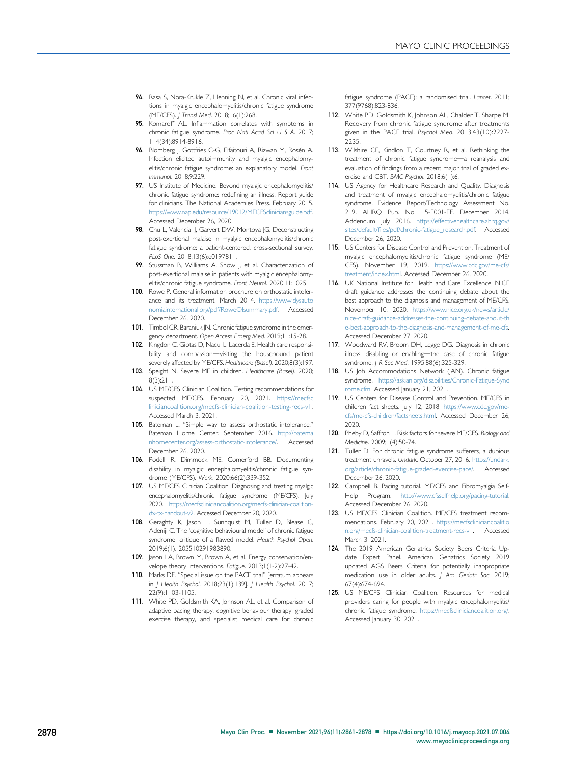94. Rasa S, Nora-Krukle Z, Henning N, et al. Chronic viral infections in myalgic encephalomyelitis/chronic fatigue syndrome (ME/CFS). *J Transl Med*. 2018;16(1):268.
95. Komaroff AL. Inflammation correlates with symptoms in chronic fatigue syndrome. *Proc Natl Acad Sci U S A*. 2017; 114(34):8914-8916.
96. Blomberg J, Gottfries C-G, Elfaitouri A, Rizwan M, Rosén A. Infection elicited autoimmunity and myalgic encephalomyelitis/chronic fatigue syndrome: an explanatory model. *Front Immunol*. 2018;9:229.
97. US Institute of Medicine. Beyond myalgic encephalomyelitis/chronic fatigue syndrome: redefining an illness. Report guide for clinicians. The National Academies Press. February 2015. https://www.nap.edu/resource/19012/MECFScliniciansguide.pdf. Accessed December 26, 2020.
98. Chu L, Valencia IJ, Garvert DW, Montoya JG. Deconstructing post-exertional malaise in myalgic encephalomyelitis/chronic fatigue syndrome: a patient-centered, cross-sectional survey. *PLoS One*. 2018;13(6):e0197811.
99. Stussman B, Williams A, Snow J, et al. Characterization of post-exertional malaise in patients with myalgic encephalomyelitis/chronic fatigue syndrome. *Front Neurol*. 2020;11:1025.
100. Rowe P. General information brochure on orthostatic intolerance and its treatment. March 2014. https://www.dysautonomiainternational.org/pdf/RoweOIsummary.pdf. Accessed December 26, 2020.
101. Timbol CR, Baraniuk JN. Chronic fatigue syndrome in the emergency department. *Open Access Emerg Med*. 2019;11:15-28.
102. Kingdon C, Giotas D, Nacul L, Lacerda E. Health care responsibility and compassion—visiting the housebound patient severely affected by ME/CFS. *Healthcare (Basel)*. 2020;8(3):197.
103. Speight N. Severe ME in children. *Healthcare (Basel)*. 2020; 8(3):211.
104. US ME/CFS Clinician Coalition. Testing recommendations for suspected ME/CFS. February 20, 2021. https://mecfscliniciancoalition.org/mecfs-clinician-coalition-testing-recs-v1. Accessed March 3, 2021.
105. Bateman L. "Simple way to assess orthostatic intolerance." Bateman Home Center. September 2016. http://batemanhornecenter.org/assess-orthostatic-intolerance/. Accessed December 26, 2020.
106. Podell R, Dimmock ME, Comerford BB. Documenting disability in myalgic encephalomyelitis/chronic fatigue syndrome (ME/CFS). *Work*. 2020;66(2):339-352.
107. US ME/CFS Clinician Coalition. Diagnosing and treating myalgic encephalomyelitis/chronic fatigue syndrome (ME/CFS). July 2020. https://mecfscliniciancoalition.org/mecfs-clinician-coalition-dx-tx-handout-v2. Accessed December 20, 2020.
108. Geraghty K, Jason L, Sunnquist M, Tuller D, Blease C, Adeniji C. The 'cognitive behavioural model' of chronic fatigue syndrome: critique of a flawed model. *Health Psychol Open*. 2019;6(1). 205510291983890.
109. Jason LA, Brown M, Brown A, et al. Energy conservation/envelope theory interventions. *Fatigue*. 2013;1(1-2):27-42.
110. Marks DF. "Special issue on the PACE trial" [erratum appears in *J Health Psychol*. 2018;23(1):139]. *J Health Psychol*. 2017; 22(9):1103-1105.
111. White PD, Goldsmith KA, Johnson AL, et al. Comparison of adaptive pacing therapy, cognitive behaviour therapy, graded exercise therapy, and specialist medical care for chronic fatigue syndrome (PACE): a randomised trial. *Lancet*. 2011; 377(9768):823-836.
112. White PD, Goldsmith K, Johnson AL, Chalder T, Sharpe M. Recovery from chronic fatigue syndrome after treatments given in the PACE trial. *Psychol Med*. 2013;43(10):2227-2235.
113. Wilshire CE, Kindlon T, Courtney R, et al. Rethinking the treatment of chronic fatigue syndrome—a reanalysis and evaluation of findings from a recent major trial of graded exercise and CBT. *BMC Psychol*. 2018;6(1):6.
114. US Agency for Healthcare Research and Quality. Diagnosis and treatment of myalgic encephalomyelitis/chronic fatigue syndrome. Evidence Report/Technology Assessment No. 219. AHRQ Pub. No. 15-E001-EF. December 2014. Addendum July 2016. https://effectivehealthcare.ahrq.gov/sites/default/files/pdf/chronic-fatigue_research.pdf. Accessed December 26, 2020.
115. US Centers for Disease Control and Prevention. Treatment of myalgic encephalomyelitis/chronic fatigue syndrome (ME/CFS). November 19, 2019. https://www.cdc.gov/me-cfs/treatment/index.html. Accessed December 26, 2020.
116. UK National Institute for Health and Care Excellence. NICE draft guidance addresses the continuing debate about the best approach to the diagnosis and management of ME/CFS. November 10, 2020. https://www.nice.org.uk/news/article/nice-draft-guidance-addresses-the-continuing-debate-about-the-best-approach-to-the-diagnosis-and-management-of-me-cfs. Accessed December 27, 2020.
117. Woodward RV, Broom DH, Legge DG. Diagnosis in chronic illness: disabling or enabling—the case of chronic fatigue syndrome. *J R Soc Med*. 1995;88(6):325-329.
118. US Job Accommodations Network (JAN). Chronic fatigue syndrome. https://askjan.org/disabilities/Chronic-Fatigue-Syndrome.cfm. Accessed January 21, 2021.
119. US Centers for Disease Control and Prevention. ME/CFS in children fact sheets. July 12, 2018. https://www.cdc.gov/me-cfs/me-cfs-children/factsheets.html. Accessed December 26, 2020.
120. Pheby D, Saffron L. Risk factors for severe ME/CFS. *Biology and Medicine*. 2009;1(4):50-74.
121. Tuller D. For chronic fatigue syndrome sufferers, a dubious treatment unravels. *Undark*. October 27, 2016. https://undark.org/article/chronic-fatigue-graded-exercise-pace/. Accessed December 26, 2020.
122. Campbell B. Pacing tutorial. ME/CFS and Fibromyalgia Self-Help Program. http://www.cfsselfhelp.org/pacing-tutorial. Accessed December 26, 2020.
123. US ME/CFS Clinician Coalition. ME/CFS treatment recommendations. February 20, 2021. https://mecfscliniciancoalition.org/mecfs-clinician-coalition-treatment-recs-v1. Accessed March 3, 2021.
124. The 2019 American Geriatrics Society Beers Criteria Update Expert Panel. American Geriatrics Society 2019 updated AGS Beers Criteria for potentially inappropriate medication use in older adults. *J Am Geriatr Soc*. 2019; 67(4):674-694.
125. US ME/CFS Clinician Coalition. Resources for medical providers caring for people with myalgic encephalomyelitis/chronic fatigue syndrome. https://mecfscliniciancoalition.org/. Accessed January 30, 2021.